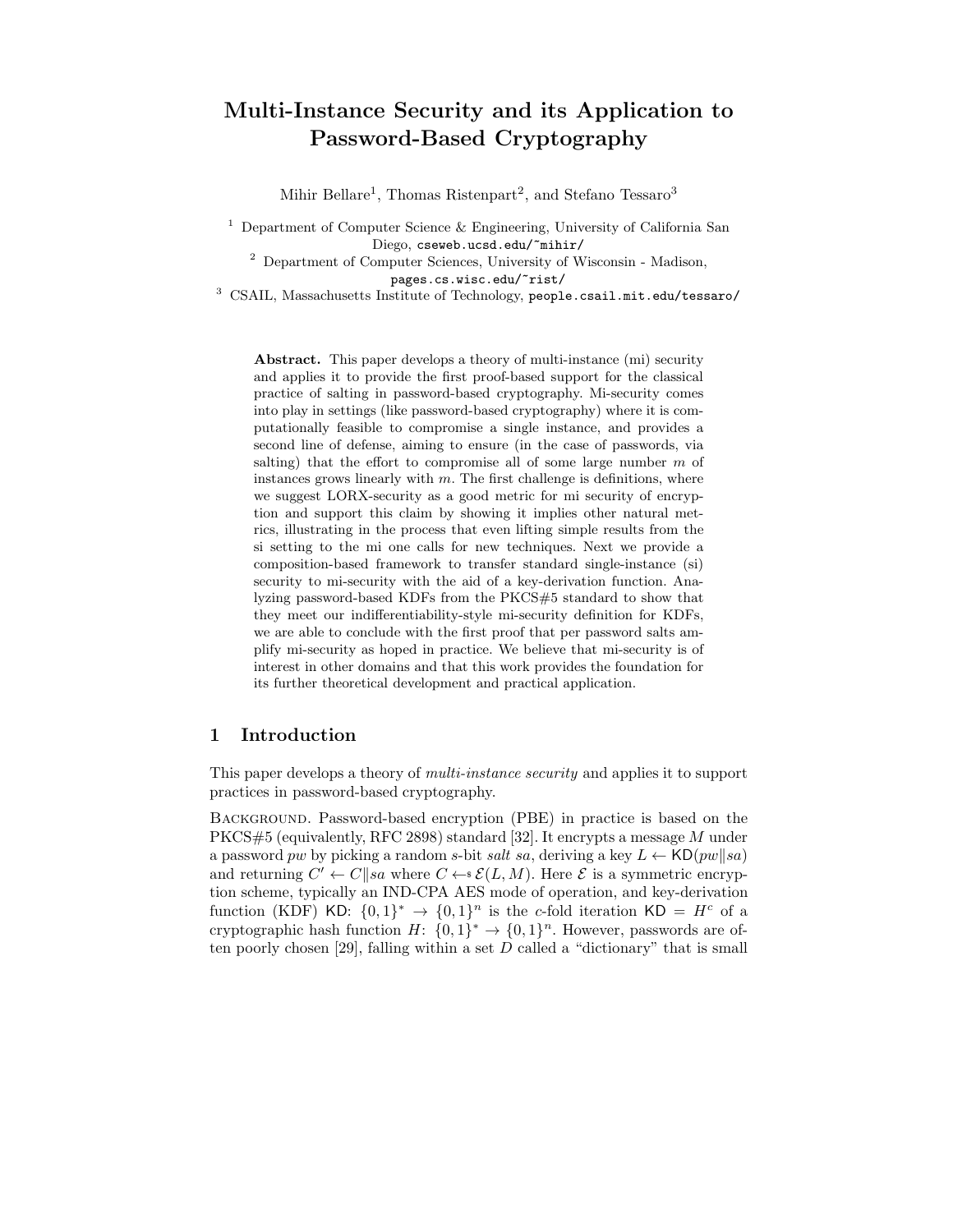# Multi-Instance Security and its Application to Password-Based Cryptography

Mihir Bellare[1], Thomas Ristenpart[2], and Stefano Tessaro[3]

[1] Department of Computer Science & Engineering, University of California San Diego, cseweb.ucsd.edu/~mihir/

[2] Department of Computer Sciences, University of Wisconsin - Madison, pages.cs.wisc.edu/~rist/

[3] CSAIL, Massachusetts Institute of Technology, people.csail.mit.edu/tessaro/

**Abstract.** This paper develops a theory of multi-instance (mi) security and applies it to provide the first proof-based support for the classical practice of salting in password-based cryptography. Mi-security comes into play in settings (like password-based cryptography) where it is computationally feasible to compromise a single instance, and provides a second line of defense, aiming to ensure (in the case of passwords, via salting) that the effort to compromise all of some large number $m$ of instances grows linearly with $m$. The first challenge is definitions, where we suggest LORX-security as a good metric for mi security of encryption and support this claim by showing it implies other natural metrics, illustrating in the process that even lifting simple results from the si setting to the mi one calls for new techniques. Next we provide a composition-based framework to transfer standard single-instance (si) security to mi-security with the aid of a key-derivation function. Analyzing password-based KDFs from the PKCS#5 standard to show that they meet our indifferentiability-style mi-security definition for KDFs, we are able to conclude with the first proof that per password salts amplify mi-security as hoped in practice. We believe that mi-security is of interest in other domains and that this work provides the foundation for its further theoretical development and practical application.

## 1 Introduction

This paper develops a theory of *multi-instance security* and applies it to support practices in password-based cryptography.

Background. Password-based encryption (PBE) in practice is based on the PKCS#5 (equivalently, RFC 2898) standard [32]. It encrypts a message $M$ under a password $pw$ by picking a random $s$-bit *salt* $sa$, deriving a key $L \leftarrow \mathsf{KD}(pw \| sa)$ and returning $C' \leftarrow C \| sa$ where $C \leftarrow\!\!\$\ \mathcal{E}(L, M)$. Here $\mathcal{E}$ is a symmetric encryption scheme, typically an IND-CPA AES mode of operation, and key-derivation function (KDF) $\mathsf{KD}\colon \{0,1\}^* \rightarrow \{0,1\}^n$ is the $c$-fold iteration $\mathsf{KD} = H^c$ of a cryptographic hash function $H\colon \{0,1\}^* \rightarrow \{0,1\}^n$. However, passwords are often poorly chosen [29], falling within a set $D$ called a "dictionary" that is small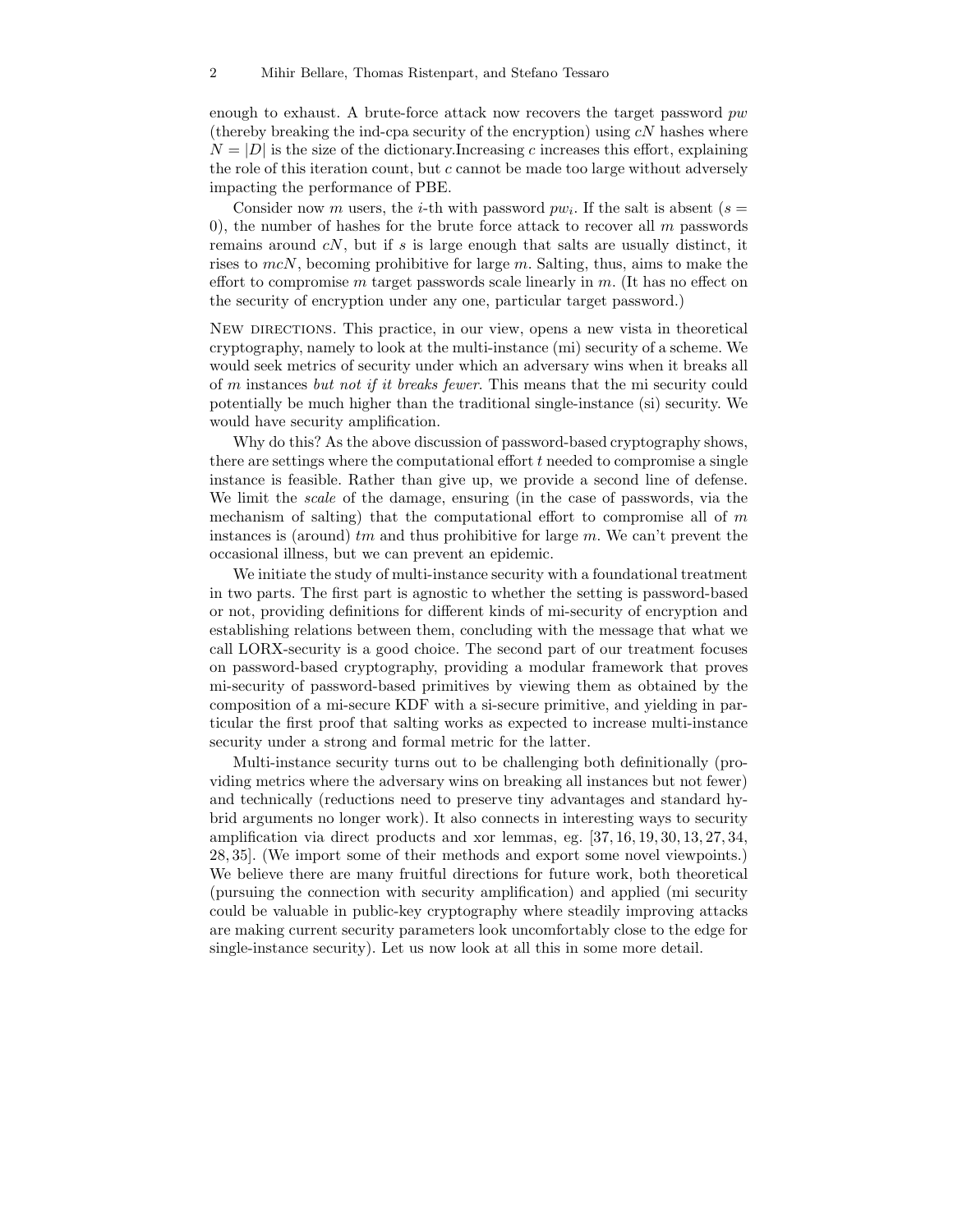enough to exhaust. A brute-force attack now recovers the target password $pw$ (thereby breaking the ind-cpa security of the encryption) using $cN$ hashes where $N = |D|$ is the size of the dictionary.Increasing $c$ increases this effort, explaining the role of this iteration count, but $c$ cannot be made too large without adversely impacting the performance of PBE.

Consider now $m$ users, the $i$-th with password $pw_i$. If the salt is absent ($s = 0$), the number of hashes for the brute force attack to recover all $m$ passwords remains around $cN$, but if $s$ is large enough that salts are usually distinct, it rises to $mcN$, becoming prohibitive for large $m$. Salting, thus, aims to make the effort to compromise $m$ target passwords scale linearly in $m$. (It has no effect on the security of encryption under any one, particular target password.)

New directions. This practice, in our view, opens a new vista in theoretical cryptography, namely to look at the multi-instance (mi) security of a scheme. We would seek metrics of security under which an adversary wins when it breaks all of $m$ instances *but not if it breaks fewer*. This means that the mi security could potentially be much higher than the traditional single-instance (si) security. We would have security amplification.

Why do this? As the above discussion of password-based cryptography shows, there are settings where the computational effort $t$ needed to compromise a single instance is feasible. Rather than give up, we provide a second line of defense. We limit the *scale* of the damage, ensuring (in the case of passwords, via the mechanism of salting) that the computational effort to compromise all of $m$ instances is (around) $tm$ and thus prohibitive for large $m$. We can't prevent the occasional illness, but we can prevent an epidemic.

We initiate the study of multi-instance security with a foundational treatment in two parts. The first part is agnostic to whether the setting is password-based or not, providing definitions for different kinds of mi-security of encryption and establishing relations between them, concluding with the message that what we call LORX-security is a good choice. The second part of our treatment focuses on password-based cryptography, providing a modular framework that proves mi-security of password-based primitives by viewing them as obtained by the composition of a mi-secure KDF with a si-secure primitive, and yielding in particular the first proof that salting works as expected to increase multi-instance security under a strong and formal metric for the latter.

Multi-instance security turns out to be challenging both definitionally (providing metrics where the adversary wins on breaking all instances but not fewer) and technically (reductions need to preserve tiny advantages and standard hybrid arguments no longer work). It also connects in interesting ways to security amplification via direct products and xor lemmas, eg. [37, 16, 19, 30, 13, 27, 34, 28, 35]. (We import some of their methods and export some novel viewpoints.) We believe there are many fruitful directions for future work, both theoretical (pursuing the connection with security amplification) and applied (mi security could be valuable in public-key cryptography where steadily improving attacks are making current security parameters look uncomfortably close to the edge for single-instance security). Let us now look at all this in some more detail.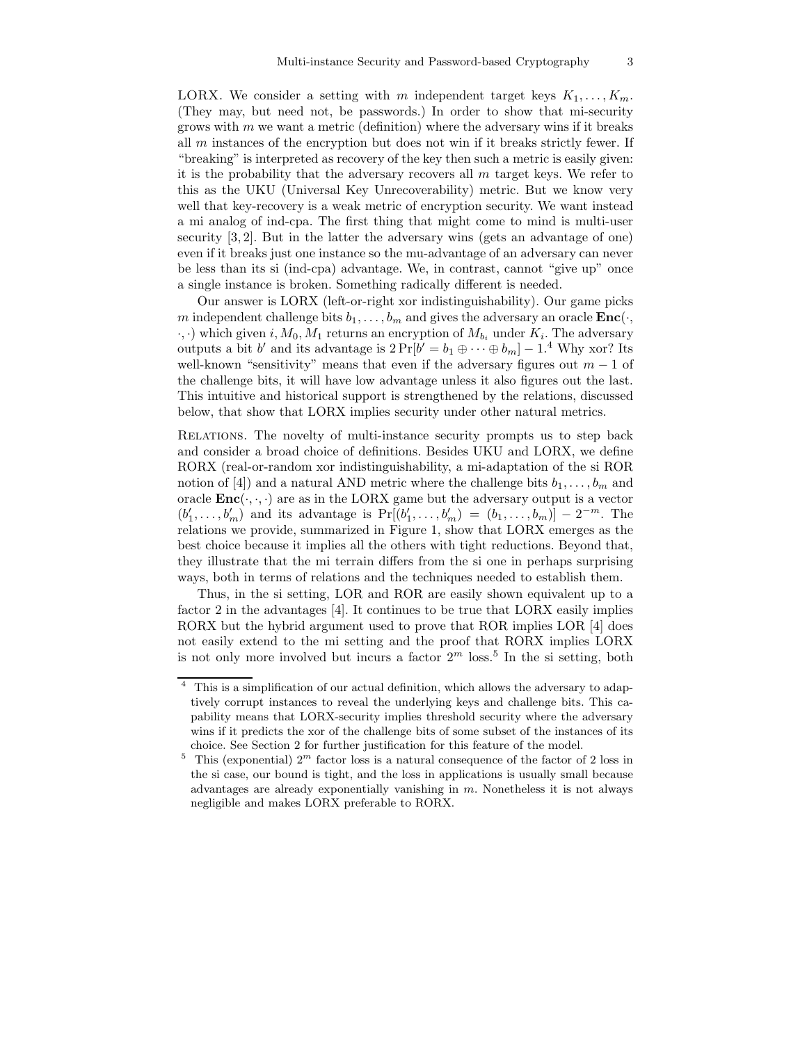LORX. We consider a setting with $m$ independent target keys $K_1, \ldots, K_m$. (They may, but need not, be passwords.) In order to show that mi-security grows with $m$ we want a metric (definition) where the adversary wins if it breaks all $m$ instances of the encryption but does not win if it breaks strictly fewer. If "breaking" is interpreted as recovery of the key then such a metric is easily given: it is the probability that the adversary recovers all $m$ target keys. We refer to this as the UKU (Universal Key Unrecoverability) metric. But we know very well that key-recovery is a weak metric of encryption security. We want instead a mi analog of ind-cpa. The first thing that might come to mind is multi-user security [3, 2]. But in the latter the adversary wins (gets an advantage of one) even if it breaks just one instance so the mu-advantage of an adversary can never be less than its si (ind-cpa) advantage. We, in contrast, cannot "give up" once a single instance is broken. Something radically different is needed.

Our answer is LORX (left-or-right xor indistinguishability). Our game picks $m$ independent challenge bits $b_1, \ldots, b_m$ and gives the adversary an oracle $\mathbf{Enc}(\cdot, \cdot, \cdot)$ which given $i, M_0, M_1$ returns an encryption of $M_{b_i}$ under $K_i$. The adversary outputs a bit $b'$ and its advantage is $2\Pr[b' = b_1 \oplus \cdots \oplus b_m] - 1$.[4] Why xor? Its well-known "sensitivity" means that even if the adversary figures out $m-1$ of the challenge bits, it will have low advantage unless it also figures out the last. This intuitive and historical support is strengthened by the relations, discussed below, that show that LORX implies security under other natural metrics.

RELATIONS. The novelty of multi-instance security prompts us to step back and consider a broad choice of definitions. Besides UKU and LORX, we define RORX (real-or-random xor indistinguishability, a mi-adaptation of the si ROR notion of [4]) and a natural AND metric where the challenge bits $b_1, \ldots, b_m$ and oracle $\mathbf{Enc}(\cdot, \cdot, \cdot)$ are as in the LORX game but the adversary output is a vector $(b'_1, \ldots, b'_m)$ and its advantage is $\Pr[(b'_1, \ldots, b'_m) = (b_1, \ldots, b_m)] - 2^{-m}$. The relations we provide, summarized in Figure 1, show that LORX emerges as the best choice because it implies all the others with tight reductions. Beyond that, they illustrate that the mi terrain differs from the si one in perhaps surprising ways, both in terms of relations and the techniques needed to establish them.

Thus, in the si setting, LOR and ROR are easily shown equivalent up to a factor 2 in the advantages [4]. It continues to be true that LORX easily implies RORX but the hybrid argument used to prove that ROR implies LOR [4] does not easily extend to the mi setting and the proof that RORX implies LORX is not only more involved but incurs a factor $2^m$ loss.[5] In the si setting, both

---

[4] This is a simplification of our actual definition, which allows the adversary to adaptively corrupt instances to reveal the underlying keys and challenge bits. This capability means that LORX-security implies threshold security where the adversary wins if it predicts the xor of the challenge bits of some subset of the instances of its choice. See Section 2 for further justification for this feature of the model.

[5] This (exponential) $2^m$ factor loss is a natural consequence of the factor of 2 loss in the si case, our bound is tight, and the loss in applications is usually small because advantages are already exponentially vanishing in $m$. Nonetheless it is not always negligible and makes LORX preferable to RORX.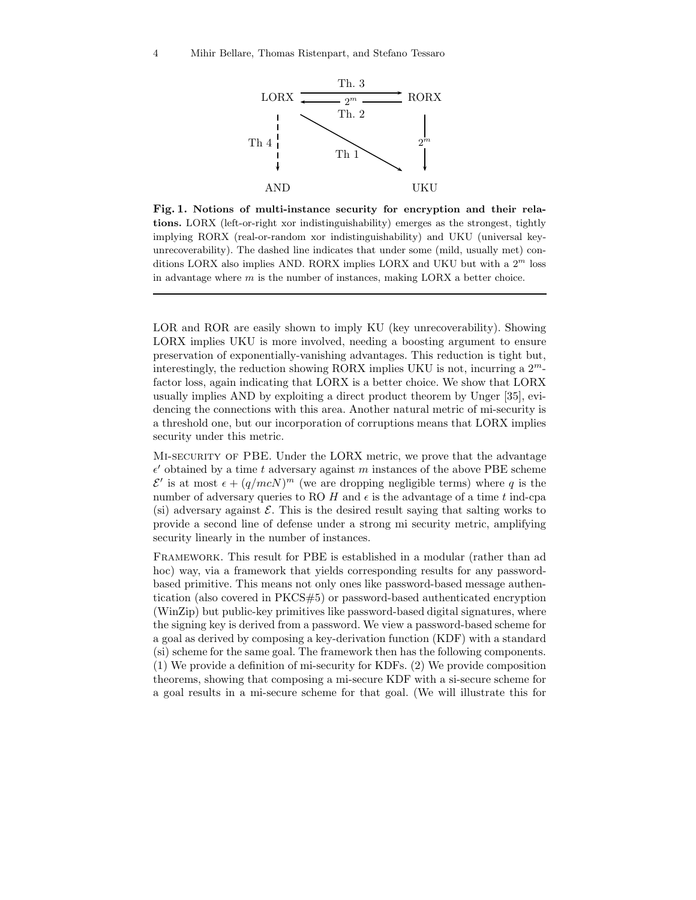**Fig. 1. Notions of multi-instance security for encryption and their relations.** LORX (left-or-right xor indistinguishability) emerges as the strongest, tightly implying RORX (real-or-random xor indistinguishability) and UKU (universal key-unrecoverability). The dashed line indicates that under some (mild, usually met) conditions LORX also implies AND. RORX implies LORX and UKU but with a $2^m$ loss in advantage where $m$ is the number of instances, making LORX a better choice.

---

LOR and ROR are easily shown to imply KU (key unrecoverability). Showing LORX implies UKU is more involved, needing a boosting argument to ensure preservation of exponentially-vanishing advantages. This reduction is tight but, interestingly, the reduction showing RORX implies UKU is not, incurring a $2^m$-factor loss, again indicating that LORX is a better choice. We show that LORX usually implies AND by exploiting a direct product theorem by Unger [35], evidencing the connections with this area. Another natural metric of mi-security is a threshold one, but our incorporation of corruptions means that LORX implies security under this metric.

Mi-security of PBE. Under the LORX metric, we prove that the advantage $\epsilon'$ obtained by a time $t$ adversary against $m$ instances of the above PBE scheme $\mathcal{E}'$ is at most $\epsilon + (q/mcN)^m$ (we are dropping negligible terms) where $q$ is the number of adversary queries to RO $H$ and $\epsilon$ is the advantage of a time $t$ ind-cpa (si) adversary against $\mathcal{E}$. This is the desired result saying that salting works to provide a second line of defense under a strong mi security metric, amplifying security linearly in the number of instances.

Framework. This result for PBE is established in a modular (rather than ad hoc) way, via a framework that yields corresponding results for any password-based primitive. This means not only ones like password-based message authentication (also covered in PKCS#5) or password-based authenticated encryption (WinZip) but public-key primitives like password-based digital signatures, where the signing key is derived from a password. We view a password-based scheme for a goal as derived by composing a key-derivation function (KDF) with a standard (si) scheme for the same goal. The framework then has the following components. (1) We provide a definition of mi-security for KDFs. (2) We provide composition theorems, showing that composing a mi-secure KDF with a si-secure scheme for a goal results in a mi-secure scheme for that goal. (We will illustrate this for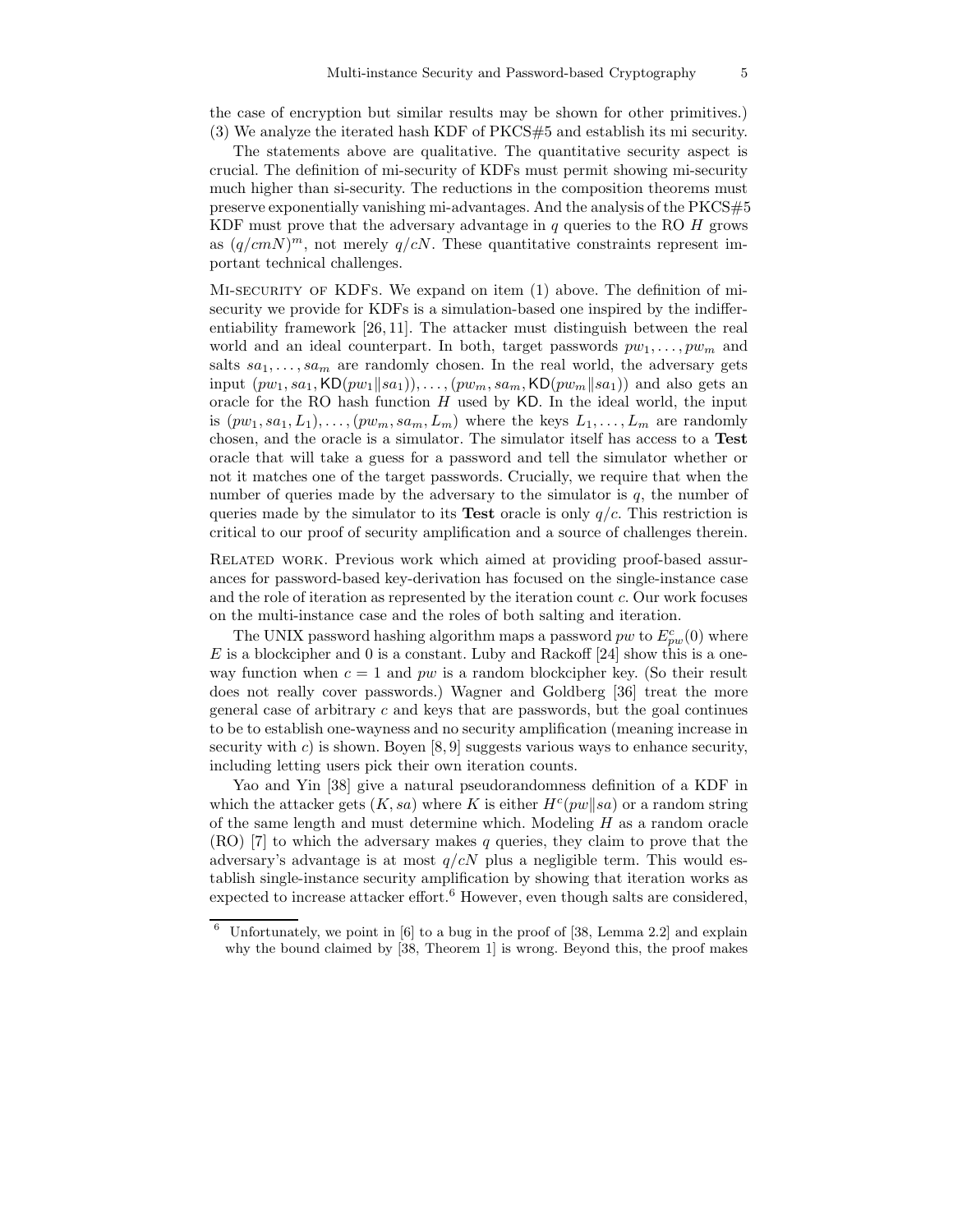the case of encryption but similar results may be shown for other primitives.) (3) We analyze the iterated hash KDF of PKCS#5 and establish its mi security.

The statements above are qualitative. The quantitative security aspect is crucial. The definition of mi-security of KDFs must permit showing mi-security much higher than si-security. The reductions in the composition theorems must preserve exponentially vanishing mi-advantages. And the analysis of the PKCS#5 KDF must prove that the adversary advantage in $q$ queries to the RO $H$ grows as $(q/cmN)^m$, not merely $q/cN$. These quantitative constraints represent important technical challenges.

**Mi-security of KDFs.** We expand on item (1) above. The definition of mi-security we provide for KDFs is a simulation-based one inspired by the indifferentiability framework [26, 11]. The attacker must distinguish between the real world and an ideal counterpart. In both, target passwords $pw_1, \ldots, pw_m$ and salts $sa_1, \ldots, sa_m$ are randomly chosen. In the real world, the adversary gets input $(pw_1, sa_1, \mathsf{KD}(pw_1 \| sa_1)), \ldots, (pw_m, sa_m, \mathsf{KD}(pw_m \| sa_1))$ and also gets an oracle for the RO hash function $H$ used by $\mathsf{KD}$. In the ideal world, the input is $(pw_1, sa_1, L_1), \ldots, (pw_m, sa_m, L_m)$ where the keys $L_1, \ldots, L_m$ are randomly chosen, and the oracle is a simulator. The simulator itself has access to a **Test** oracle that will take a guess for a password and tell the simulator whether or not it matches one of the target passwords. Crucially, we require that when the number of queries made by the adversary to the simulator is $q$, the number of queries made by the simulator to its **Test** oracle is only $q/c$. This restriction is critical to our proof of security amplification and a source of challenges therein.

**Related work.** Previous work which aimed at providing proof-based assurances for password-based key-derivation has focused on the single-instance case and the role of iteration as represented by the iteration count $c$. Our work focuses on the multi-instance case and the roles of both salting and iteration.

The UNIX password hashing algorithm maps a password $pw$ to $E^c_{pw}(0)$ where $E$ is a blockcipher and 0 is a constant. Luby and Rackoff [24] show this is a one-way function when $c = 1$ and $pw$ is a random blockcipher key. (So their result does not really cover passwords.) Wagner and Goldberg [36] treat the more general case of arbitrary $c$ and keys that are passwords, but the goal continues to be to establish one-wayness and no security amplification (meaning increase in security with $c$) is shown. Boyen [8, 9] suggests various ways to enhance security, including letting users pick their own iteration counts.

Yao and Yin [38] give a natural pseudorandomness definition of a KDF in which the attacker gets $(K, sa)$ where $K$ is either $H^c(pw \| sa)$ or a random string of the same length and must determine which. Modeling $H$ as a random oracle (RO) [7] to which the adversary makes $q$ queries, they claim to prove that the adversary's advantage is at most $q/cN$ plus a negligible term. This would establish single-instance security amplification by showing that iteration works as expected to increase attacker effort.[6] However, even though salts are considered,

[6] Unfortunately, we point in [6] to a bug in the proof of [38, Lemma 2.2] and explain why the bound claimed by [38, Theorem 1] is wrong. Beyond this, the proof makes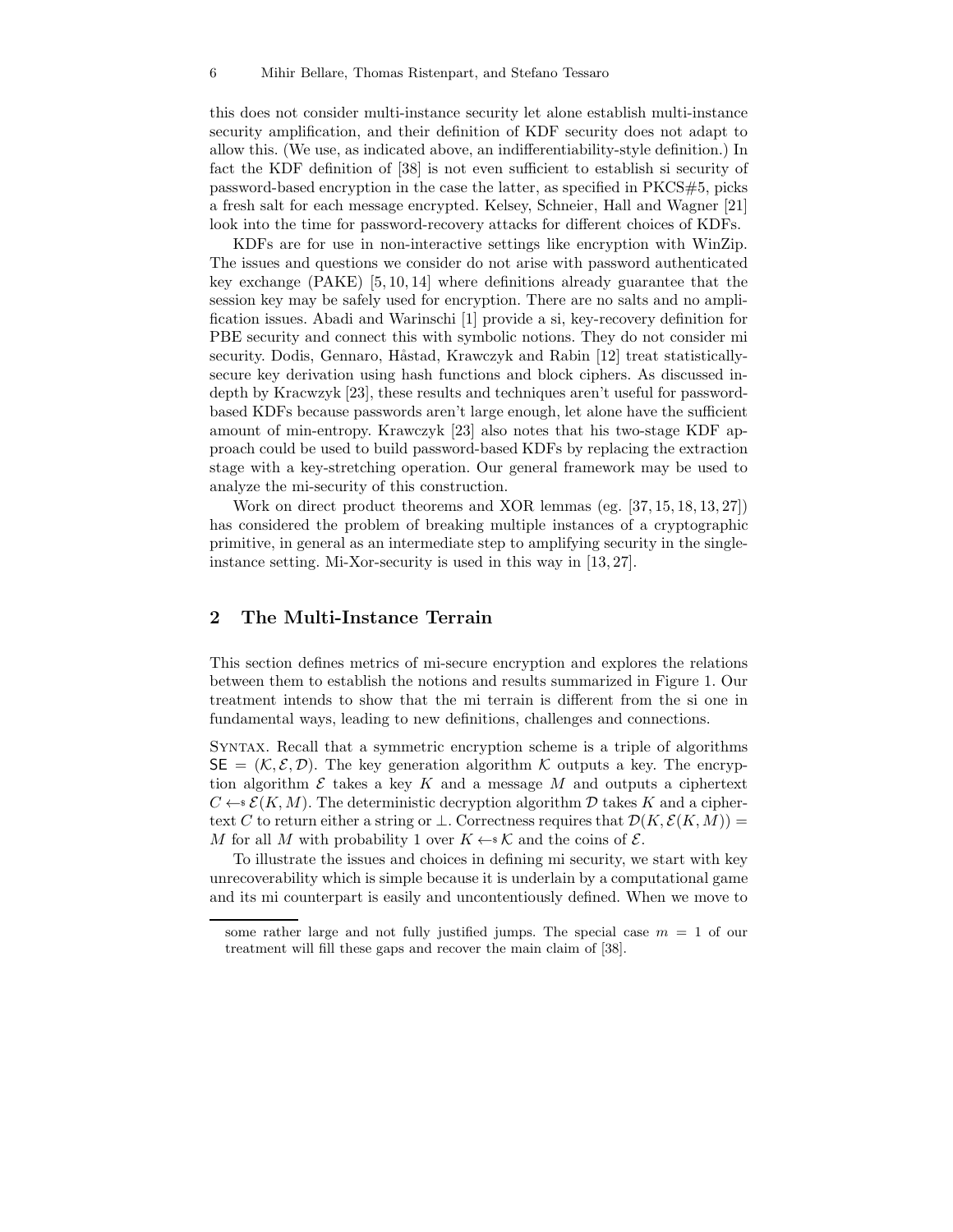this does not consider multi-instance security let alone establish multi-instance security amplification, and their definition of KDF security does not adapt to allow this. (We use, as indicated above, an indifferentiability-style definition.) In fact the KDF definition of [38] is not even sufficient to establish si security of password-based encryption in the case the latter, as specified in PKCS#5, picks a fresh salt for each message encrypted. Kelsey, Schneier, Hall and Wagner [21] look into the time for password-recovery attacks for different choices of KDFs.

KDFs are for use in non-interactive settings like encryption with WinZip. The issues and questions we consider do not arise with password authenticated key exchange (PAKE) [5, 10, 14] where definitions already guarantee that the session key may be safely used for encryption. There are no salts and no amplification issues. Abadi and Warinschi [1] provide a si, key-recovery definition for PBE security and connect this with symbolic notions. They do not consider mi security. Dodis, Gennaro, Håstad, Krawczyk and Rabin [12] treat statistically-secure key derivation using hash functions and block ciphers. As discussed in-depth by Kracwzyk [23], these results and techniques aren't useful for password-based KDFs because passwords aren't large enough, let alone have the sufficient amount of min-entropy. Krawczyk [23] also notes that his two-stage KDF approach could be used to build password-based KDFs by replacing the extraction stage with a key-stretching operation. Our general framework may be used to analyze the mi-security of this construction.

Work on direct product theorems and XOR lemmas (eg. [37, 15, 18, 13, 27]) has considered the problem of breaking multiple instances of a cryptographic primitive, in general as an intermediate step to amplifying security in the single-instance setting. Mi-Xor-security is used in this way in [13, 27].

## 2 The Multi-Instance Terrain

This section defines metrics of mi-secure encryption and explores the relations between them to establish the notions and results summarized in Figure 1. Our treatment intends to show that the mi terrain is different from the si one in fundamental ways, leading to new definitions, challenges and connections.

Syntax. Recall that a symmetric encryption scheme is a triple of algorithms $\mathsf{SE} = (\mathcal{K}, \mathcal{E}, \mathcal{D})$. The key generation algorithm $\mathcal{K}$ outputs a key. The encryption algorithm $\mathcal{E}$ takes a key $K$ and a message $M$ and outputs a ciphertext $C \leftarrow\!\!\$\, \mathcal{E}(K, M)$. The deterministic decryption algorithm $\mathcal{D}$ takes $K$ and a ciphertext $C$ to return either a string or $\perp$. Correctness requires that $\mathcal{D}(K, \mathcal{E}(K, M)) = M$ for all $M$ with probability 1 over $K \leftarrow\!\!\$\, \mathcal{K}$ and the coins of $\mathcal{E}$.

To illustrate the issues and choices in defining mi security, we start with key unrecoverability which is simple because it is underlain by a computational game and its mi counterpart is easily and uncontentiously defined. When we move to

some rather large and not fully justified jumps. The special case $m = 1$ of our treatment will fill these gaps and recover the main claim of [38].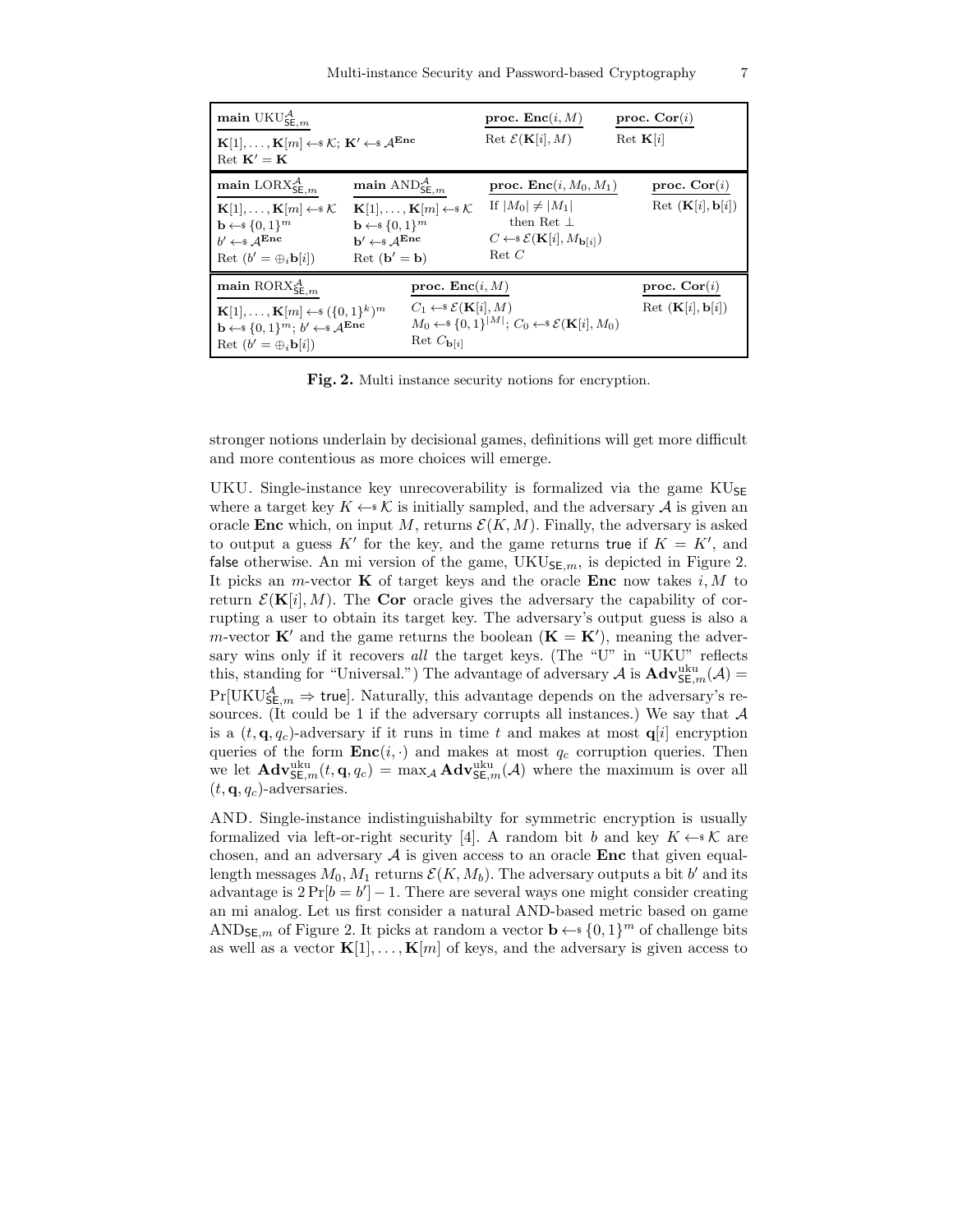| **main** $\text{UKU}^{\mathcal{A}}_{\mathsf{SE},m}$ | **proc. Enc**$(i, M)$ | **proc. Cor**$(i)$ |
|---|---|---|
| $\mathbf{K}[1], \ldots, \mathbf{K}[m] \leftarrow\$\ \mathcal{K}$; $\mathbf{K}' \leftarrow\$\ \mathcal{A}^{\mathbf{Enc}}$ <br> Ret $\mathbf{K}' = \mathbf{K}$ | Ret $\mathcal{E}(\mathbf{K}[i], M)$ | Ret $\mathbf{K}[i]$ |

| **main** $\text{LORX}^{\mathcal{A}}_{\mathsf{SE},m}$ | **main** $\text{AND}^{\mathcal{A}}_{\mathsf{SE},m}$ | **proc. Enc**$(i, M_0, M_1)$ | **proc. Cor**$(i)$ |
|---|---|---|---|
| $\mathbf{K}[1], \ldots, \mathbf{K}[m] \leftarrow\$\ \mathcal{K}$ <br> $\mathbf{b} \leftarrow\$\ \{0,1\}^m$ <br> $b' \leftarrow\$\ \mathcal{A}^{\mathbf{Enc}}$ <br> Ret $(b' = \oplus_i \mathbf{b}[i])$ | $\mathbf{K}[1], \ldots, \mathbf{K}[m] \leftarrow\$\ \mathcal{K}$ <br> $\mathbf{b} \leftarrow\$\ \{0,1\}^m$ <br> $\mathbf{b}' \leftarrow\$\ \mathcal{A}^{\mathbf{Enc}}$ <br> Ret $(\mathbf{b}' = \mathbf{b})$ | If $\lvert M_0 \rvert \neq \lvert M_1 \rvert$ <br> then Ret $\perp$ <br> $C \leftarrow\$\ \mathcal{E}(\mathbf{K}[i], M_{\mathbf{b}[i]})$ <br> Ret $C$ | Ret $(\mathbf{K}[i], \mathbf{b}[i])$ |

| **main** $\text{RORX}^{\mathcal{A}}_{\mathsf{SE},m}$ | **proc. Enc**$(i, M)$ | **proc. Cor**$(i)$ |
|---|---|---|
| $\mathbf{K}[1], \ldots, \mathbf{K}[m] \leftarrow\$\ (\{0,1\}^k)^m$ <br> $\mathbf{b} \leftarrow\$\ \{0,1\}^m$; $b' \leftarrow\$\ \mathcal{A}^{\mathbf{Enc}}$ <br> Ret $(b' = \oplus_i \mathbf{b}[i])$ | $C_1 \leftarrow\$\ \mathcal{E}(\mathbf{K}[i], M)$ <br> $M_0 \leftarrow\$\ \{0,1\}^{\lvert M \rvert}$; $C_0 \leftarrow\$\ \mathcal{E}(\mathbf{K}[i], M_0)$ <br> Ret $C_{\mathbf{b}[i]}$ | Ret $(\mathbf{K}[i], \mathbf{b}[i])$ |

**Fig. 2.** Multi instance security notions for encryption.

stronger notions underlain by decisional games, definitions will get more difficult and more contentious as more choices will emerge.

UKU. Single-instance key unrecoverability is formalized via the game $\text{KU}_{\mathsf{SE}}$ where a target key $K \leftarrow\$\ \mathcal{K}$ is initially sampled, and the adversary $\mathcal{A}$ is given an oracle **Enc** which, on input $M$, returns $\mathcal{E}(K, M)$. Finally, the adversary is asked to output a guess $K'$ for the key, and the game returns true if $K = K'$, and false otherwise. An mi version of the game, $\text{UKU}_{\mathsf{SE},m}$, is depicted in Figure 2. It picks an $m$-vector $\mathbf{K}$ of target keys and the oracle **Enc** now takes $i, M$ to return $\mathcal{E}(\mathbf{K}[i], M)$. The **Cor** oracle gives the adversary the capability of corrupting a user to obtain its target key. The adversary's output guess is also a $m$-vector $\mathbf{K}'$ and the game returns the boolean $(\mathbf{K} = \mathbf{K}')$, meaning the adversary wins only if it recovers *all* the target keys. (The "U" in "UKU" reflects this, standing for "Universal.") The advantage of adversary $\mathcal{A}$ is $\mathbf{Adv}^{\text{uku}}_{\mathsf{SE},m}(\mathcal{A}) = \Pr[\text{UKU}^{\mathcal{A}}_{\mathsf{SE},m} \Rightarrow \mathsf{true}]$. Naturally, this advantage depends on the adversary's resources. (It could be 1 if the adversary corrupts all instances.) We say that $\mathcal{A}$ is a $(t, \mathbf{q}, q_c)$-adversary if it runs in time $t$ and makes at most $\mathbf{q}[i]$ encryption queries of the form $\mathbf{Enc}(i, \cdot)$ and makes at most $q_c$ corruption queries. Then we let $\mathbf{Adv}^{\text{uku}}_{\mathsf{SE},m}(t, \mathbf{q}, q_c) = \max_{\mathcal{A}} \mathbf{Adv}^{\text{uku}}_{\mathsf{SE},m}(\mathcal{A})$ where the maximum is over all $(t, \mathbf{q}, q_c)$-adversaries.

AND. Single-instance indistinguishabilty for symmetric encryption is usually formalized via left-or-right security [4]. A random bit $b$ and key $K \leftarrow\$\ \mathcal{K}$ are chosen, and an adversary $\mathcal{A}$ is given access to an oracle **Enc** that given equal-length messages $M_0, M_1$ returns $\mathcal{E}(K, M_b)$. The adversary outputs a bit $b'$ and its advantage is $2\Pr[b = b'] - 1$. There are several ways one might consider creating an mi analog. Let us first consider a natural AND-based metric based on game $\text{AND}_{\mathsf{SE},m}$ of Figure 2. It picks at random a vector $\mathbf{b} \leftarrow\$\ \{0,1\}^m$ of challenge bits as well as a vector $\mathbf{K}[1], \ldots, \mathbf{K}[m]$ of keys, and the adversary is given access to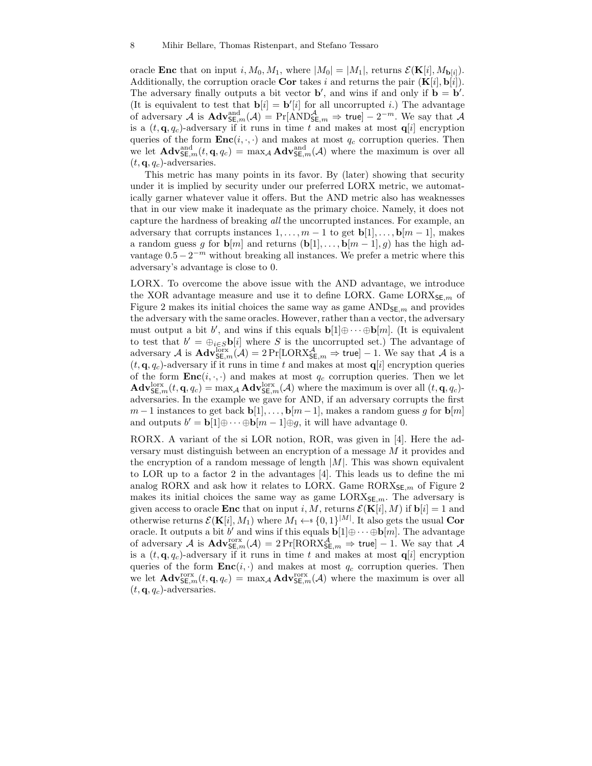oracle **Enc** that on input $i, M_0, M_1$, where $|M_0| = |M_1|$, returns $\mathcal{E}(\mathbf{K}[i], M_{\mathbf{b}[i]})$. Additionally, the corruption oracle **Cor** takes $i$ and returns the pair $(\mathbf{K}[i], \mathbf{b}[i])$. The adversary finally outputs a bit vector $\mathbf{b}'$, and wins if and only if $\mathbf{b} = \mathbf{b}'$. (It is equivalent to test that $\mathbf{b}[i] = \mathbf{b}'[i]$ for all uncorrupted $i$.) The advantage of adversary $\mathcal{A}$ is $\mathbf{Adv}^{\mathrm{and}}_{\mathsf{SE},m}(\mathcal{A}) = \Pr[\mathrm{AND}^{\mathcal{A}}_{\mathsf{SE},m} \Rightarrow \mathsf{true}] - 2^{-m}$. We say that $\mathcal{A}$ is a $(t, \mathbf{q}, q_c)$-adversary if it runs in time $t$ and makes at most $\mathbf{q}[i]$ encryption queries of the form $\mathbf{Enc}(i, \cdot, \cdot)$ and makes at most $q_c$ corruption queries. Then we let $\mathbf{Adv}^{\mathrm{and}}_{\mathsf{SE},m}(t, \mathbf{q}, q_c) = \max_{\mathcal{A}} \mathbf{Adv}^{\mathrm{and}}_{\mathsf{SE},m}(\mathcal{A})$ where the maximum is over all $(t, \mathbf{q}, q_c)$-adversaries.

This metric has many points in its favor. By (later) showing that security under it is implied by security under our preferred LORX metric, we automatically garner whatever value it offers. But the AND metric also has weaknesses that in our view make it inadequate as the primary choice. Namely, it does not capture the hardness of breaking *all* the uncorrupted instances. For example, an adversary that corrupts instances $1, \ldots, m-1$ to get $\mathbf{b}[1], \ldots, \mathbf{b}[m-1]$, makes a random guess $g$ for $\mathbf{b}[m]$ and returns $(\mathbf{b}[1], \ldots, \mathbf{b}[m-1], g)$ has the high advantage $0.5 - 2^{-m}$ without breaking all instances. We prefer a metric where this adversary's advantage is close to 0.

LORX. To overcome the above issue with the AND advantage, we introduce the XOR advantage measure and use it to define LORX. Game $\mathrm{LORX}_{\mathsf{SE},m}$ of Figure 2 makes its initial choices the same way as game $\mathrm{AND}_{\mathsf{SE},m}$ and provides the adversary with the same oracles. However, rather than a vector, the adversary must output a bit $b'$, and wins if this equals $\mathbf{b}[1] \oplus \cdots \oplus \mathbf{b}[m]$. (It is equivalent to test that $b' = \oplus_{i \in S} \mathbf{b}[i]$ where $S$ is the uncorrupted set.) The advantage of adversary $\mathcal{A}$ is $\mathbf{Adv}^{\mathrm{lorx}}_{\mathsf{SE},m}(\mathcal{A}) = 2\Pr[\mathrm{LORX}^{\mathcal{A}}_{\mathsf{SE},m} \Rightarrow \mathsf{true}] - 1$. We say that $\mathcal{A}$ is a $(t, \mathbf{q}, q_c)$-adversary if it runs in time $t$ and makes at most $\mathbf{q}[i]$ encryption queries of the form $\mathbf{Enc}(i, \cdot, \cdot)$ and makes at most $q_c$ corruption queries. Then we let $\mathbf{Adv}^{\mathrm{lorx}}_{\mathsf{SE},m}(t, \mathbf{q}, q_c) = \max_{\mathcal{A}} \mathbf{Adv}^{\mathrm{lorx}}_{\mathsf{SE},m}(\mathcal{A})$ where the maximum is over all $(t, \mathbf{q}, q_c)$-adversaries. In the example we gave for AND, if an adversary corrupts the first $m-1$ instances to get back $\mathbf{b}[1], \ldots, \mathbf{b}[m-1]$, makes a random guess $g$ for $\mathbf{b}[m]$ and outputs $b' = \mathbf{b}[1] \oplus \cdots \oplus \mathbf{b}[m-1] \oplus g$, it will have advantage 0.

RORX. A variant of the si LOR notion, ROR, was given in [4]. Here the adversary must distinguish between an encryption of a message $M$ it provides and the encryption of a random message of length $|M|$. This was shown equivalent to LOR up to a factor 2 in the advantages [4]. This leads us to define the mi analog RORX and ask how it relates to LORX. Game $\mathrm{RORX}_{\mathsf{SE},m}$ of Figure 2 makes its initial choices the same way as game $\mathrm{LORX}_{\mathsf{SE},m}$. The adversary is given access to oracle **Enc** that on input $i, M$, returns $\mathcal{E}(\mathbf{K}[i], M)$ if $\mathbf{b}[i] = 1$ and otherwise returns $\mathcal{E}(\mathbf{K}[i], M_1)$ where $M_1 \leftarrow\!\!\$\ \{0,1\}^{|M|}$. It also gets the usual **Cor** oracle. It outputs a bit $b'$ and wins if this equals $\mathbf{b}[1] \oplus \cdots \oplus \mathbf{b}[m]$. The advantage of adversary $\mathcal{A}$ is $\mathbf{Adv}^{\mathrm{rorx}}_{\mathsf{SE},m}(\mathcal{A}) = 2\Pr[\mathrm{RORX}^{\mathcal{A}}_{\mathsf{SE},m} \Rightarrow \mathsf{true}] - 1$. We say that $\mathcal{A}$ is a $(t, \mathbf{q}, q_c)$-adversary if it runs in time $t$ and makes at most $\mathbf{q}[i]$ encryption queries of the form $\mathbf{Enc}(i, \cdot)$ and makes at most $q_c$ corruption queries. Then we let $\mathbf{Adv}^{\mathrm{rorx}}_{\mathsf{SE},m}(t, \mathbf{q}, q_c) = \max_{\mathcal{A}} \mathbf{Adv}^{\mathrm{rorx}}_{\mathsf{SE},m}(\mathcal{A})$ where the maximum is over all $(t, \mathbf{q}, q_c)$-adversaries.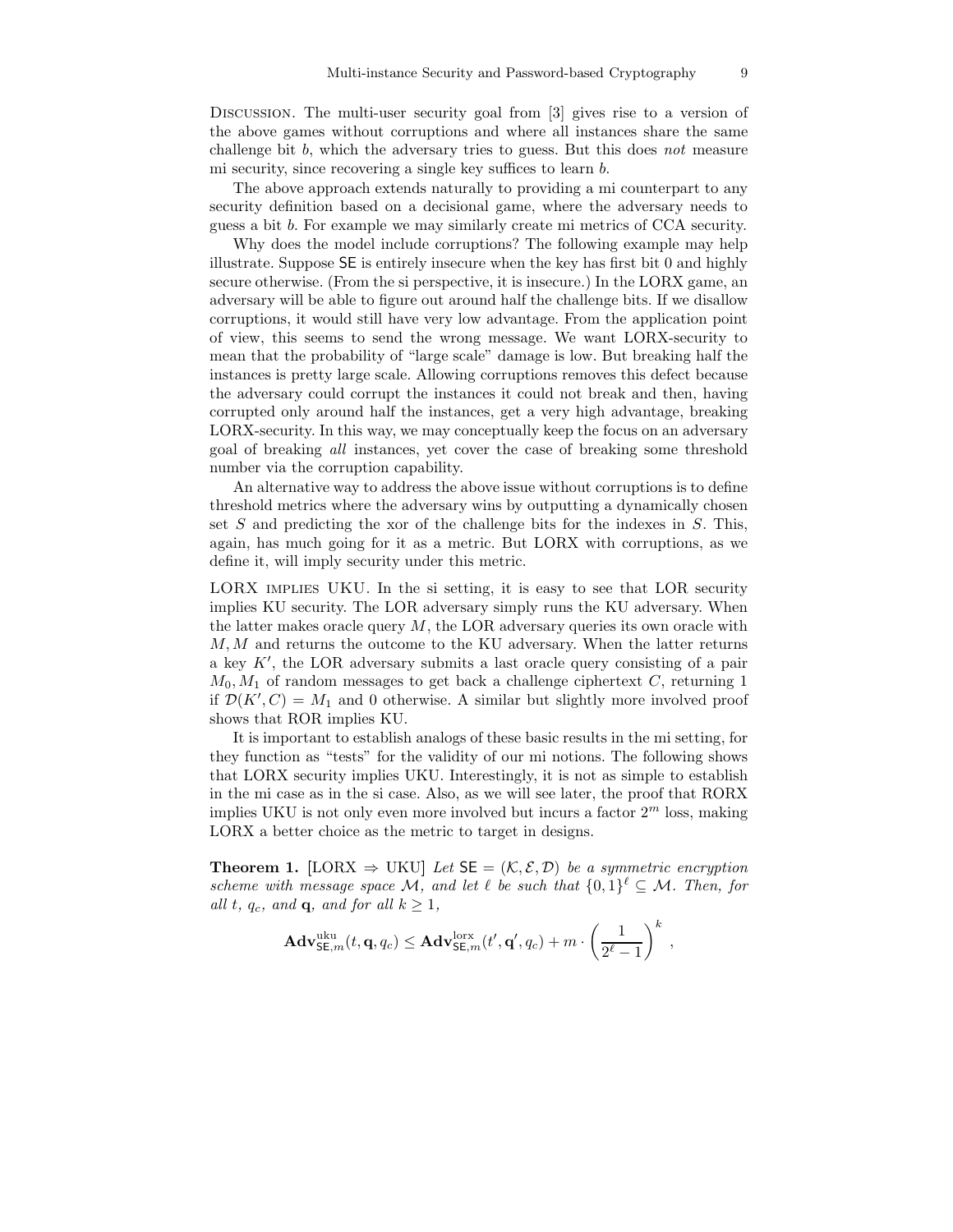DISCUSSION. The multi-user security goal from [3] gives rise to a version of the above games without corruptions and where all instances share the same challenge bit $b$, which the adversary tries to guess. But this does *not* measure mi security, since recovering a single key suffices to learn $b$.

The above approach extends naturally to providing a mi counterpart to any security definition based on a decisional game, where the adversary needs to guess a bit $b$. For example we may similarly create mi metrics of CCA security.

Why does the model include corruptions? The following example may help illustrate. Suppose $\mathsf{SE}$ is entirely insecure when the key has first bit 0 and highly secure otherwise. (From the si perspective, it is insecure.) In the LORX game, an adversary will be able to figure out around half the challenge bits. If we disallow corruptions, it would still have very low advantage. From the application point of view, this seems to send the wrong message. We want LORX-security to mean that the probability of "large scale" damage is low. But breaking half the instances is pretty large scale. Allowing corruptions removes this defect because the adversary could corrupt the instances it could not break and then, having corrupted only around half the instances, get a very high advantage, breaking LORX-security. In this way, we may conceptually keep the focus on an adversary goal of breaking *all* instances, yet cover the case of breaking some threshold number via the corruption capability.

An alternative way to address the above issue without corruptions is to define threshold metrics where the adversary wins by outputting a dynamically chosen set $S$ and predicting the xor of the challenge bits for the indexes in $S$. This, again, has much going for it as a metric. But LORX with corruptions, as we define it, will imply security under this metric.

LORX IMPLIES UKU. In the si setting, it is easy to see that LOR security implies KU security. The LOR adversary simply runs the KU adversary. When the latter makes oracle query $M$, the LOR adversary queries its own oracle with $M, M$ and returns the outcome to the KU adversary. When the latter returns a key $K'$, the LOR adversary submits a last oracle query consisting of a pair $M_0, M_1$ of random messages to get back a challenge ciphertext $C$, returning 1 if $\mathcal{D}(K', C) = M_1$ and 0 otherwise. A similar but slightly more involved proof shows that ROR implies KU.

It is important to establish analogs of these basic results in the mi setting, for they function as "tests" for the validity of our mi notions. The following shows that LORX security implies UKU. Interestingly, it is not as simple to establish in the mi case as in the si case. Also, as we will see later, the proof that RORX implies UKU is not only even more involved but incurs a factor $2^m$ loss, making LORX a better choice as the metric to target in designs.

**Theorem 1.** [LORX $\Rightarrow$ UKU] *Let $\mathsf{SE} = (\mathcal{K}, \mathcal{E}, \mathcal{D})$ be a symmetric encryption scheme with message space $\mathcal{M}$, and let $\ell$ be such that $\{0,1\}^\ell \subseteq \mathcal{M}$. Then, for all $t$, $q_c$, and $\mathbf{q}$, and for all $k \geq 1$,*

$$\mathbf{Adv}^{\mathrm{uku}}_{\mathsf{SE},m}(t, \mathbf{q}, q_c) \leq \mathbf{Adv}^{\mathrm{lorx}}_{\mathsf{SE},m}(t', \mathbf{q}', q_c) + m \cdot \left(\frac{1}{2^\ell - 1}\right)^k ,$$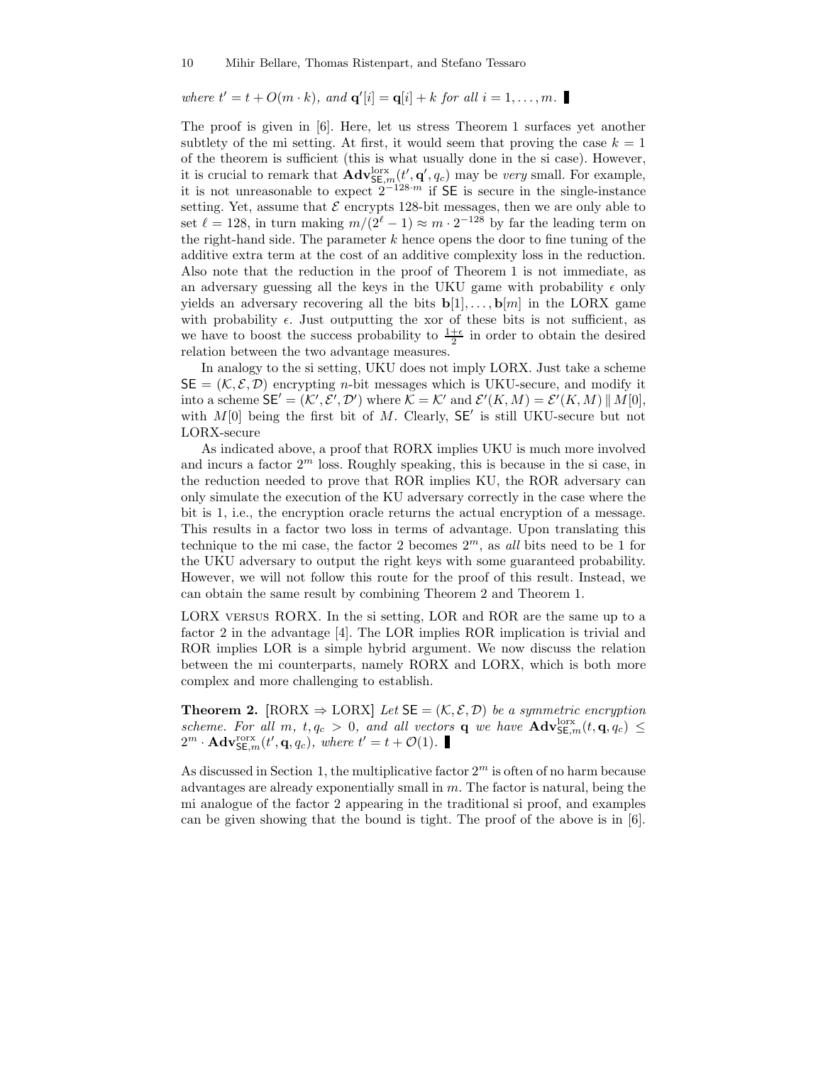*where $t' = t + O(m \cdot k)$, and $\mathbf{q}'[i] = \mathbf{q}[i] + k$ for all $i = 1, \ldots, m$.* ∎

The proof is given in [6]. Here, let us stress Theorem 1 surfaces yet another subtlety of the mi setting. At first, it would seem that proving the case $k = 1$ of the theorem is sufficient (this is what usually done in the si case). However, it is crucial to remark that $\mathbf{Adv}^{\mathrm{lorx}}_{\mathsf{SE},m}(t', \mathbf{q}', q_c)$ may be *very* small. For example, it is not unreasonable to expect $2^{-128 \cdot m}$ if $\mathsf{SE}$ is secure in the single-instance setting. Yet, assume that $\mathcal{E}$ encrypts 128-bit messages, then we are only able to set $\ell = 128$, in turn making $m/(2^{\ell} - 1) \approx m \cdot 2^{-128}$ by far the leading term on the right-hand side. The parameter $k$ hence opens the door to fine tuning of the additive extra term at the cost of an additive complexity loss in the reduction. Also note that the reduction in the proof of Theorem 1 is not immediate, as an adversary guessing all the keys in the UKU game with probability $\epsilon$ only yields an adversary recovering all the bits $\mathbf{b}[1], \ldots, \mathbf{b}[m]$ in the LORX game with probability $\epsilon$. Just outputting the xor of these bits is not sufficient, as we have to boost the success probability to $\frac{1+\epsilon}{2}$ in order to obtain the desired relation between the two advantage measures.

In analogy to the si setting, UKU does not imply LORX. Just take a scheme $\mathsf{SE} = (\mathcal{K}, \mathcal{E}, \mathcal{D})$ encrypting $n$-bit messages which is UKU-secure, and modify it into a scheme $\mathsf{SE}' = (\mathcal{K}', \mathcal{E}', \mathcal{D}')$ where $\mathcal{K} = \mathcal{K}'$ and $\mathcal{E}'(K, M) = \mathcal{E}'(K, M) \,\|\, M[0]$, with $M[0]$ being the first bit of $M$. Clearly, $\mathsf{SE}'$ is still UKU-secure but not LORX-secure

As indicated above, a proof that RORX implies UKU is much more involved and incurs a factor $2^m$ loss. Roughly speaking, this is because in the si case, in the reduction needed to prove that ROR implies KU, the ROR adversary can only simulate the execution of the KU adversary correctly in the case where the bit is 1, i.e., the encryption oracle returns the actual encryption of a message. This results in a factor two loss in terms of advantage. Upon translating this technique to the mi case, the factor 2 becomes $2^m$, as *all* bits need to be 1 for the UKU adversary to output the right keys with some guaranteed probability. However, we will not follow this route for the proof of this result. Instead, we can obtain the same result by combining Theorem 2 and Theorem 1.

LORX VERSUS RORX. In the si setting, LOR and ROR are the same up to a factor 2 in the advantage [4]. The LOR implies ROR implication is trivial and ROR implies LOR is a simple hybrid argument. We now discuss the relation between the mi counterparts, namely RORX and LORX, which is both more complex and more challenging to establish.

**Theorem 2.** [RORX ⇒ LORX] *Let $\mathsf{SE} = (\mathcal{K}, \mathcal{E}, \mathcal{D})$ be a symmetric encryption scheme. For all $m$, $t, q_c > 0$, and all vectors $\mathbf{q}$ we have $\mathbf{Adv}^{\mathrm{lorx}}_{\mathsf{SE},m}(t, \mathbf{q}, q_c) \leq 2^m \cdot \mathbf{Adv}^{\mathrm{rorx}}_{\mathsf{SE},m}(t', \mathbf{q}, q_c)$, where $t' = t + \mathcal{O}(1)$.* ∎

As discussed in Section 1, the multiplicative factor $2^m$ is often of no harm because advantages are already exponentially small in $m$. The factor is natural, being the mi analogue of the factor 2 appearing in the traditional si proof, and examples can be given showing that the bound is tight. The proof of the above is in [6].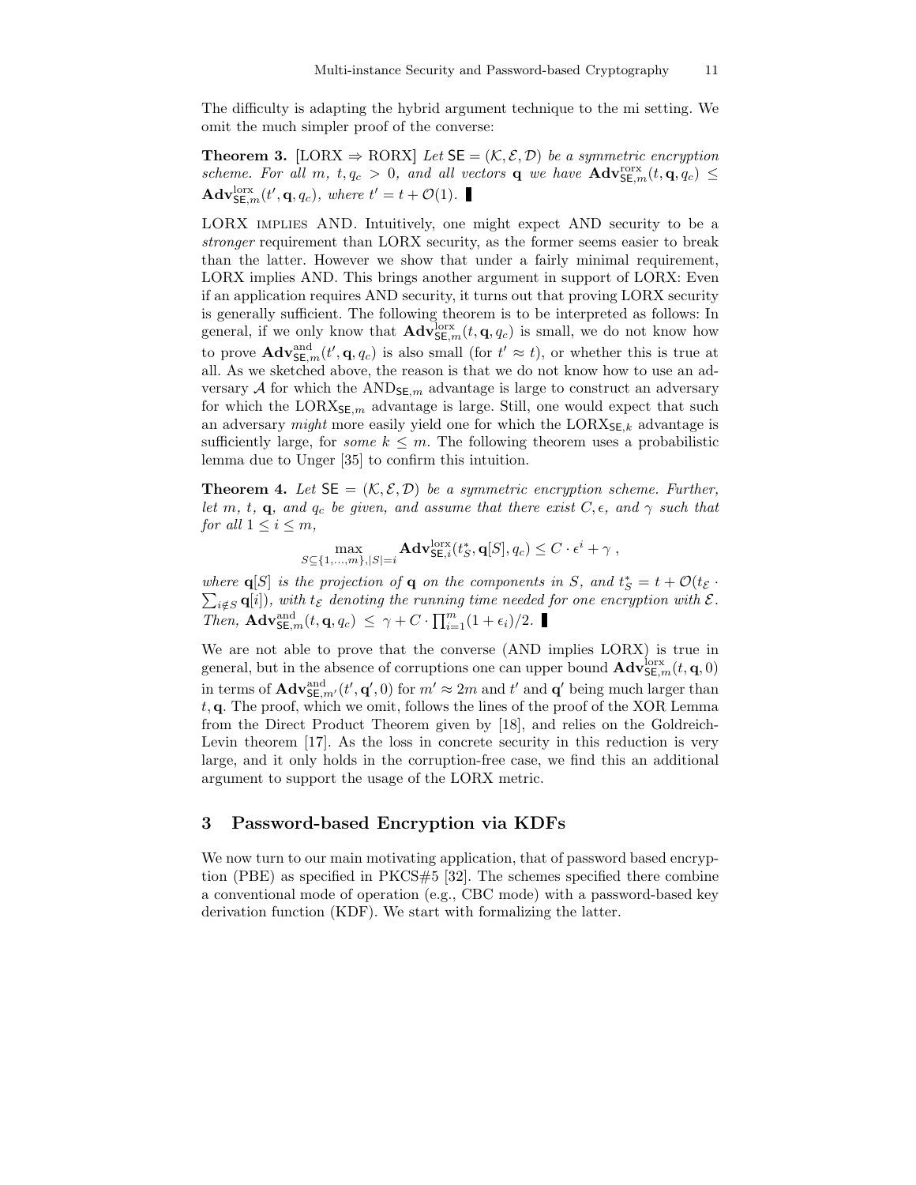The difficulty is adapting the hybrid argument technique to the mi setting. We omit the much simpler proof of the converse:

**Theorem 3.** [LORX $\Rightarrow$ RORX] *Let* $\mathsf{SE} = (\mathcal{K}, \mathcal{E}, \mathcal{D})$ *be a symmetric encryption scheme. For all* $m$*,* $t, q_c > 0$*, and all vectors* $\mathbf{q}$ *we have* $\mathbf{Adv}^{\mathrm{rorx}}_{\mathsf{SE},m}(t, \mathbf{q}, q_c) \leq \mathbf{Adv}^{\mathrm{lorx}}_{\mathsf{SE},m}(t', \mathbf{q}, q_c)$*, where* $t' = t + \mathcal{O}(1)$*.* ∎

LORX IMPLIES AND. Intuitively, one might expect AND security to be a *stronger* requirement than LORX security, as the former seems easier to break than the latter. However we show that under a fairly minimal requirement, LORX implies AND. This brings another argument in support of LORX: Even if an application requires AND security, it turns out that proving LORX security is generally sufficient. The following theorem is to be interpreted as follows: In general, if we only know that $\mathbf{Adv}^{\mathrm{lorx}}_{\mathsf{SE},m}(t, \mathbf{q}, q_c)$ is small, we do not know how to prove $\mathbf{Adv}^{\mathrm{and}}_{\mathsf{SE},m}(t', \mathbf{q}, q_c)$ is also small (for $t' \approx t$), or whether this is true at all. As we sketched above, the reason is that we do not know how to use an adversary $\mathcal{A}$ for which the $\mathrm{AND}_{\mathsf{SE},m}$ advantage is large to construct an adversary for which the $\mathrm{LORX}_{\mathsf{SE},m}$ advantage is large. Still, one would expect that such an adversary *might* more easily yield one for which the $\mathrm{LORX}_{\mathsf{SE},k}$ advantage is sufficiently large, for *some* $k \leq m$. The following theorem uses a probabilistic lemma due to Unger [35] to confirm this intuition.

**Theorem 4.** *Let* $\mathsf{SE} = (\mathcal{K}, \mathcal{E}, \mathcal{D})$ *be a symmetric encryption scheme. Further, let* $m$*,* $t$*,* $\mathbf{q}$*, and* $q_c$ *be given, and assume that there exist* $C, \epsilon$*, and* $\gamma$ *such that for all* $1 \leq i \leq m$*,*

$$\max_{S \subseteq \{1,\ldots,m\}, |S|=i} \mathbf{Adv}^{\mathrm{lorx}}_{\mathsf{SE},i}(t^*_S, \mathbf{q}[S], q_c) \leq C \cdot \epsilon^i + \gamma \ ,$$

*where* $\mathbf{q}[S]$ *is the projection of* $\mathbf{q}$ *on the components in* $S$*, and* $t^*_S = t + \mathcal{O}(t_{\mathcal{E}} \cdot \sum_{i \notin S} \mathbf{q}[i])$*, with* $t_{\mathcal{E}}$ *denoting the running time needed for one encryption with* $\mathcal{E}$*. Then,* $\mathbf{Adv}^{\mathrm{and}}_{\mathsf{SE},m}(t, \mathbf{q}, q_c) \ \leq \ \gamma + C \cdot \prod_{i=1}^{m}(1 + \epsilon_i)/2$*.* ∎

We are not able to prove that the converse (AND implies LORX) is true in general, but in the absence of corruptions one can upper bound $\mathbf{Adv}^{\mathrm{lorx}}_{\mathsf{SE},m}(t, \mathbf{q}, 0)$ in terms of $\mathbf{Adv}^{\mathrm{and}}_{\mathsf{SE},m'}(t', \mathbf{q}', 0)$ for $m' \approx 2m$ and $t'$ and $\mathbf{q}'$ being much larger than $t, \mathbf{q}$. The proof, which we omit, follows the lines of the proof of the XOR Lemma from the Direct Product Theorem given by [18], and relies on the Goldreich-Levin theorem [17]. As the loss in concrete security in this reduction is very large, and it only holds in the corruption-free case, we find this an additional argument to support the usage of the LORX metric.

## 3 Password-based Encryption via KDFs

We now turn to our main motivating application, that of password based encryption (PBE) as specified in PKCS#5 [32]. The schemes specified there combine a conventional mode of operation (e.g., CBC mode) with a password-based key derivation function (KDF). We start with formalizing the latter.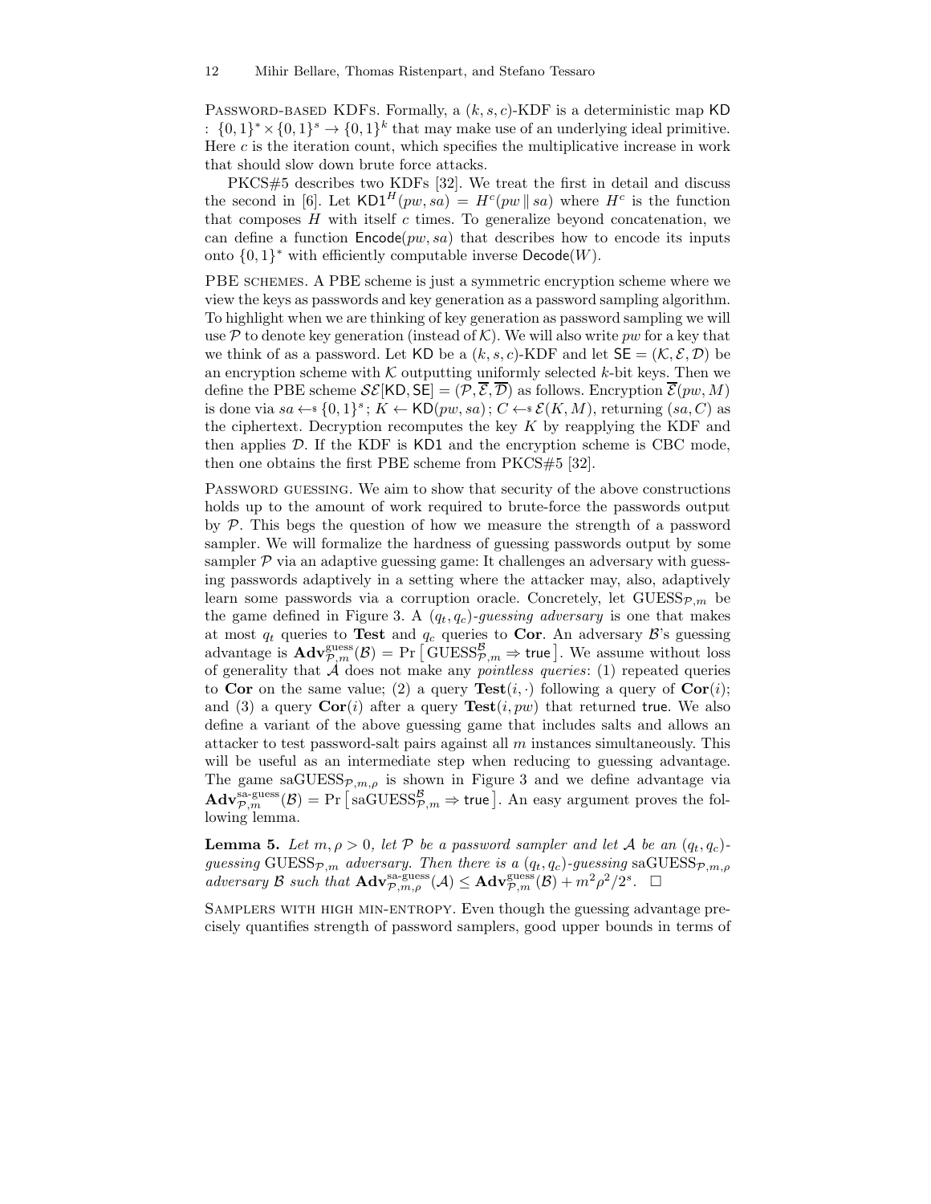Password-based KDFs. Formally, a $(k, s, c)$-KDF is a deterministic map $\mathsf{KD}: \{0,1\}^* \times \{0,1\}^s \to \{0,1\}^k$ that may make use of an underlying ideal primitive. Here $c$ is the iteration count, which specifies the multiplicative increase in work that should slow down brute force attacks.

PKCS#5 describes two KDFs [32]. We treat the first in detail and discuss the second in [6]. Let $\mathsf{KD1}^H(pw, sa) = H^c(pw \,\|\, sa)$ where $H^c$ is the function that composes $H$ with itself $c$ times. To generalize beyond concatenation, we can define a function $\mathsf{Encode}(pw, sa)$ that describes how to encode its inputs onto $\{0,1\}^*$ with efficiently computable inverse $\mathsf{Decode}(W)$.

PBE schemes. A PBE scheme is just a symmetric encryption scheme where we view the keys as passwords and key generation as a password sampling algorithm. To highlight when we are thinking of key generation as password sampling we will use $\mathcal{P}$ to denote key generation (instead of $\mathcal{K}$). We will also write $pw$ for a key that we think of as a password. Let $\mathsf{KD}$ be a $(k, s, c)$-KDF and let $\mathsf{SE} = (\mathcal{K}, \mathcal{E}, \mathcal{D})$ be an encryption scheme with $\mathcal{K}$ outputting uniformly selected $k$-bit keys. Then we define the PBE scheme $\mathcal{SE}[\mathsf{KD}, \mathsf{SE}] = (\mathcal{P}, \overline{\mathcal{E}}, \overline{\mathcal{D}})$ as follows. Encryption $\overline{\mathcal{E}}(pw, M)$ is done via $sa \leftarrow\!\!{\scriptstyle\$}\; \{0,1\}^s$; $K \leftarrow \mathsf{KD}(pw, sa)$; $C \leftarrow\!\!{\scriptstyle\$}\; \mathcal{E}(K, M)$, returning $(sa, C)$ as the ciphertext. Decryption recomputes the key $K$ by reapplying the KDF and then applies $\mathcal{D}$. If the KDF is $\mathsf{KD1}$ and the encryption scheme is CBC mode, then one obtains the first PBE scheme from PKCS#5 [32].

Password guessing. We aim to show that security of the above constructions holds up to the amount of work required to brute-force the passwords output by $\mathcal{P}$. This begs the question of how we measure the strength of a password sampler. We will formalize the hardness of guessing passwords output by some sampler $\mathcal{P}$ via an adaptive guessing game: It challenges an adversary with guessing passwords adaptively in a setting where the attacker may, also, adaptively learn some passwords via a corruption oracle. Concretely, let $\mathrm{GUESS}_{\mathcal{P},m}$ be the game defined in Figure 3. A $(q_t, q_c)$-*guessing adversary* is one that makes at most $q_t$ queries to **Test** and $q_c$ queries to **Cor**. An adversary $\mathcal{B}$'s guessing advantage is $\mathbf{Adv}^{\mathrm{guess}}_{\mathcal{P},m}(\mathcal{B}) = \Pr\left[\mathrm{GUESS}^{\mathcal{B}}_{\mathcal{P},m} \Rightarrow \mathsf{true}\right]$. We assume without loss of generality that $\mathcal{A}$ does not make any *pointless queries*: (1) repeated queries to **Cor** on the same value; (2) a query $\mathbf{Test}(i, \cdot)$ following a query of $\mathbf{Cor}(i)$; and (3) a query $\mathbf{Cor}(i)$ after a query $\mathbf{Test}(i, pw)$ that returned $\mathsf{true}$. We also define a variant of the above guessing game that includes salts and allows an attacker to test password-salt pairs against all $m$ instances simultaneously. This will be useful as an intermediate step when reducing to guessing advantage. The game $\mathrm{saGUESS}_{\mathcal{P},m,\rho}$ is shown in Figure 3 and we define advantage via $\mathbf{Adv}^{\mathrm{sa\text{-}guess}}_{\mathcal{P},m}(\mathcal{B}) = \Pr\left[\mathrm{saGUESS}^{\mathcal{B}}_{\mathcal{P},m} \Rightarrow \mathsf{true}\right]$. An easy argument proves the following lemma.

**Lemma 5.** *Let $m, \rho > 0$, let $\mathcal{P}$ be a password sampler and let $\mathcal{A}$ be an $(q_t, q_c)$-guessing $\mathrm{GUESS}_{\mathcal{P},m}$ adversary. Then there is a $(q_t, q_c)$-guessing $\mathrm{saGUESS}_{\mathcal{P},m,\rho}$ adversary $\mathcal{B}$ such that $\mathbf{Adv}^{\mathrm{sa\text{-}guess}}_{\mathcal{P},m,\rho}(\mathcal{A}) \le \mathbf{Adv}^{\mathrm{guess}}_{\mathcal{P},m}(\mathcal{B}) + m^2\rho^2/2^s$.* $\square$

Samplers with high min-entropy. Even though the guessing advantage precisely quantifies strength of password samplers, good upper bounds in terms of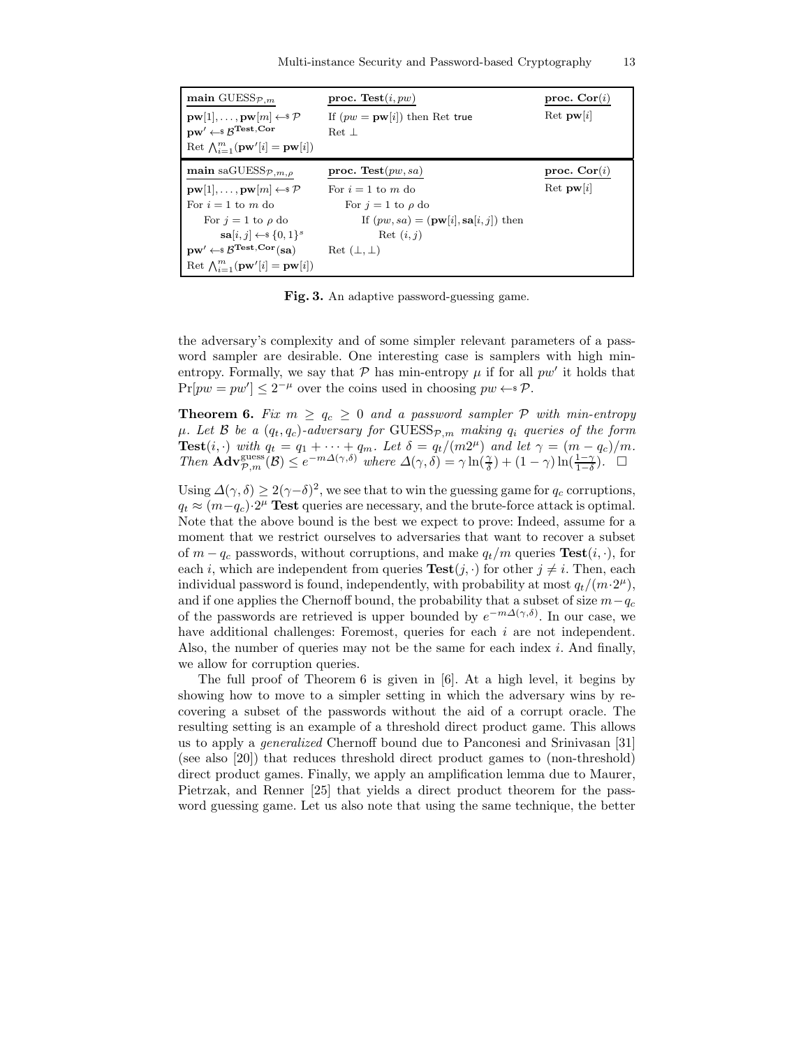| **main** $\mathrm{GUESS}_{\mathcal{P},m}$ | **proc. Test**$(i, pw)$ | **proc. Cor**$(i)$ |
| --- | --- | --- |
| $\mathbf{pw}[1], \ldots, \mathbf{pw}[m] \leftarrow\!\!\$\ \mathcal{P}$ <br> $\mathbf{pw}' \leftarrow\!\!\$\ \mathcal{B}^{\mathbf{Test},\mathbf{Cor}}$ <br> Ret $\bigwedge_{i=1}^{m}(\mathbf{pw}'[i] = \mathbf{pw}[i])$ | If $(pw = \mathbf{pw}[i])$ then Ret true <br> Ret $\bot$ | Ret $\mathbf{pw}[i]$ |
| **main** $\mathrm{saGUESS}_{\mathcal{P},m,\rho}$ | **proc. Test**$(pw, sa)$ | **proc. Cor**$(i)$ |
| $\mathbf{pw}[1], \ldots, \mathbf{pw}[m] \leftarrow\!\!\$\ \mathcal{P}$ <br> For $i = 1$ to $m$ do <br> For $j = 1$ to $\rho$ do <br> $\mathbf{sa}[i,j] \leftarrow\!\!\$\ \{0,1\}^s$ <br> $\mathbf{pw}' \leftarrow\!\!\$\ \mathcal{B}^{\mathbf{Test},\mathbf{Cor}}(\mathbf{sa})$ <br> Ret $\bigwedge_{i=1}^{m}(\mathbf{pw}'[i] = \mathbf{pw}[i])$ | For $i = 1$ to $m$ do <br> For $j = 1$ to $\rho$ do <br> If $(pw, sa) = (\mathbf{pw}[i], \mathbf{sa}[i,j])$ then <br> Ret $(i, j)$ <br> Ret $(\bot, \bot)$ | Ret $\mathbf{pw}[i]$ |

**Fig. 3.** An adaptive password-guessing game.

the adversary's complexity and of some simpler relevant parameters of a password sampler are desirable. One interesting case is samplers with high min-entropy. Formally, we say that $\mathcal{P}$ has min-entropy $\mu$ if for all $pw'$ it holds that $\Pr[pw = pw'] \leq 2^{-\mu}$ over the coins used in choosing $pw \leftarrow\!\!\$\ \mathcal{P}$.

**Theorem 6.** *Fix $m \geq q_c \geq 0$ and a password sampler $\mathcal{P}$ with min-entropy $\mu$. Let $\mathcal{B}$ be a $(q_t, q_c)$-adversary for $\mathrm{GUESS}_{\mathcal{P},m}$ making $q_i$ queries of the form* **Test**$(i, \cdot)$ *with $q_t = q_1 + \cdots + q_m$. Let $\delta = q_t/(m2^{\mu})$ and let $\gamma = (m - q_c)/m$. Then $\mathbf{Adv}^{\mathrm{guess}}_{\mathcal{P},m}(\mathcal{B}) \leq e^{-m\Delta(\gamma,\delta)}$ where $\Delta(\gamma, \delta) = \gamma \ln(\frac{\gamma}{\delta}) + (1-\gamma)\ln(\frac{1-\gamma}{1-\delta})$.* □

Using $\Delta(\gamma, \delta) \geq 2(\gamma - \delta)^2$, we see that to win the guessing game for $q_c$ corruptions, $q_t \approx (m - q_c) \cdot 2^{\mu}$ **Test** queries are necessary, and the brute-force attack is optimal. Note that the above bound is the best we expect to prove: Indeed, assume for a moment that we restrict ourselves to adversaries that want to recover a subset of $m - q_c$ passwords, without corruptions, and make $q_t/m$ queries **Test**$(i, \cdot)$, for each $i$, which are independent from queries **Test**$(j, \cdot)$ for other $j \neq i$. Then, each individual password is found, independently, with probability at most $q_t/(m \cdot 2^{\mu})$, and if one applies the Chernoff bound, the probability that a subset of size $m - q_c$ of the passwords are retrieved is upper bounded by $e^{-m\Delta(\gamma,\delta)}$. In our case, we have additional challenges: Foremost, queries for each $i$ are not independent. Also, the number of queries may not be the same for each index $i$. And finally, we allow for corruption queries.

The full proof of Theorem 6 is given in [6]. At a high level, it begins by showing how to move to a simpler setting in which the adversary wins by recovering a subset of the passwords without the aid of a corrupt oracle. The resulting setting is an example of a threshold direct product game. This allows us to apply a *generalized* Chernoff bound due to Panconesi and Srinivasan [31] (see also [20]) that reduces threshold direct product games to (non-threshold) direct product games. Finally, we apply an amplification lemma due to Maurer, Pietrzak, and Renner [25] that yields a direct product theorem for the password guessing game. Let us also note that using the same technique, the better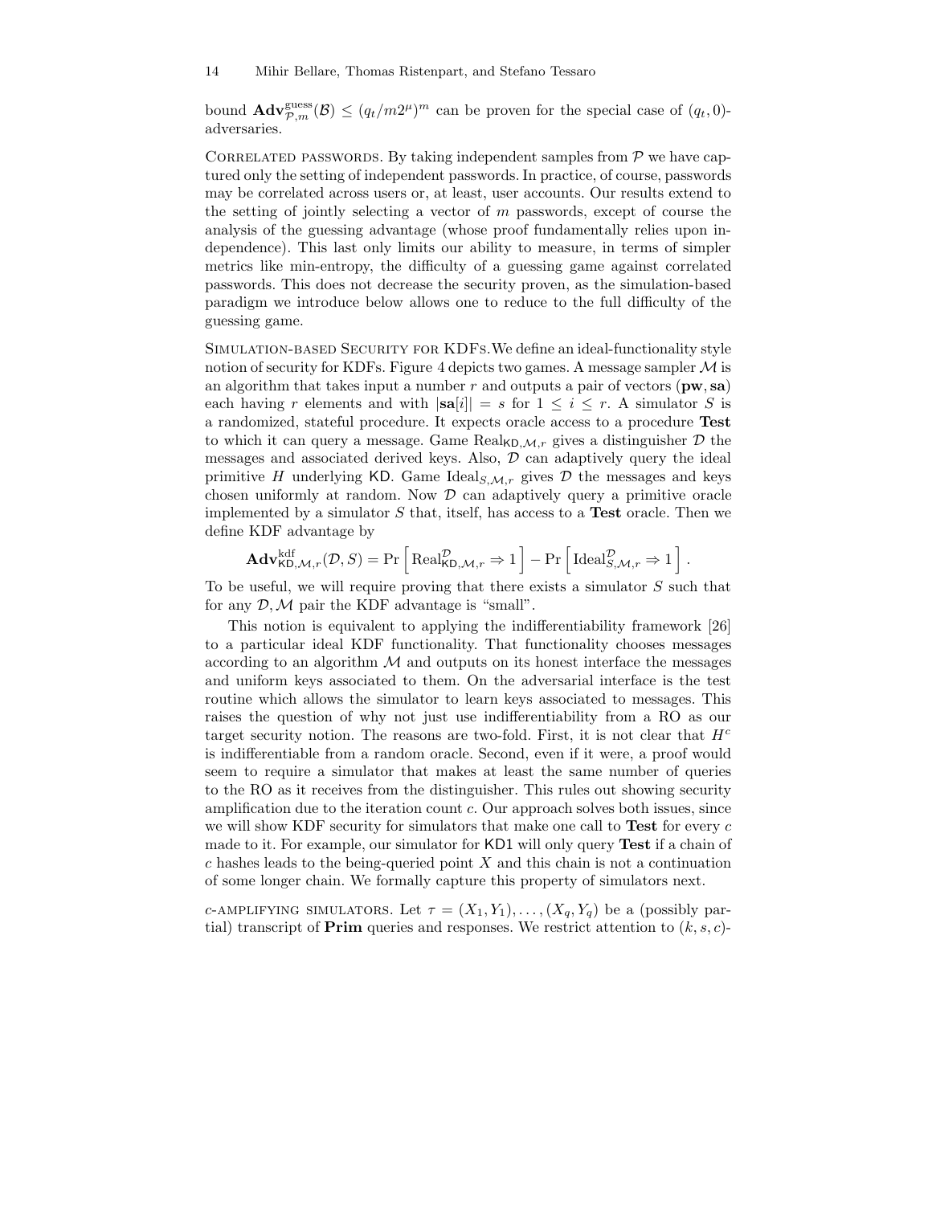bound $\mathbf{Adv}^{\text{guess}}_{\mathcal{P},m}(\mathcal{B}) \le (q_t/m2^{\mu})^m$ can be proven for the special case of $(q_t, 0)$-adversaries.

Correlated passwords. By taking independent samples from $\mathcal{P}$ we have captured only the setting of independent passwords. In practice, of course, passwords may be correlated across users or, at least, user accounts. Our results extend to the setting of jointly selecting a vector of $m$ passwords, except of course the analysis of the guessing advantage (whose proof fundamentally relies upon independence). This last only limits our ability to measure, in terms of simpler metrics like min-entropy, the difficulty of a guessing game against correlated passwords. This does not decrease the security proven, as the simulation-based paradigm we introduce below allows one to reduce to the full difficulty of the guessing game.

Simulation-based Security for KDFs. We define an ideal-functionality style notion of security for KDFs. Figure 4 depicts two games. A message sampler $\mathcal{M}$ is an algorithm that takes input a number $r$ and outputs a pair of vectors $(\mathbf{pw}, \mathbf{sa})$ each having $r$ elements and with $|\mathbf{sa}[i]| = s$ for $1 \le i \le r$. A simulator $S$ is a randomized, stateful procedure. It expects oracle access to a procedure **Test** to which it can query a message. Game $\text{Real}_{\mathsf{KD},\mathcal{M},r}$ gives a distinguisher $\mathcal{D}$ the messages and associated derived keys. Also, $\mathcal{D}$ can adaptively query the ideal primitive $H$ underlying $\mathsf{KD}$. Game $\text{Ideal}_{S,\mathcal{M},r}$ gives $\mathcal{D}$ the messages and keys chosen uniformly at random. Now $\mathcal{D}$ can adaptively query a primitive oracle implemented by a simulator $S$ that, itself, has access to a **Test** oracle. Then we define KDF advantage by

$$\mathbf{Adv}^{\text{kdf}}_{\mathsf{KD},\mathcal{M},r}(\mathcal{D}, S) = \Pr\left[\,\text{Real}^{\mathcal{D}}_{\mathsf{KD},\mathcal{M},r} \Rightarrow 1\,\right] - \Pr\left[\,\text{Ideal}^{\mathcal{D}}_{S,\mathcal{M},r} \Rightarrow 1\,\right].$$

To be useful, we will require proving that there exists a simulator $S$ such that for any $\mathcal{D}, \mathcal{M}$ pair the KDF advantage is "small".

This notion is equivalent to applying the indifferentiability framework [26] to a particular ideal KDF functionality. That functionality chooses messages according to an algorithm $\mathcal{M}$ and outputs on its honest interface the messages and uniform keys associated to them. On the adversarial interface is the test routine which allows the simulator to learn keys associated to messages. This raises the question of why not just use indifferentiability from a RO as our target security notion. The reasons are two-fold. First, it is not clear that $H^c$ is indifferentiable from a random oracle. Second, even if it were, a proof would seem to require a simulator that makes at least the same number of queries to the RO as it receives from the distinguisher. This rules out showing security amplification due to the iteration count $c$. Our approach solves both issues, since we will show KDF security for simulators that make one call to **Test** for every $c$ made to it. For example, our simulator for $\mathsf{KD1}$ will only query **Test** if a chain of $c$ hashes leads to the being-queried point $X$ and this chain is not a continuation of some longer chain. We formally capture this property of simulators next.

$c$-amplifying simulators. Let $\tau = (X_1, Y_1), \ldots, (X_q, Y_q)$ be a (possibly partial) transcript of **Prim** queries and responses. We restrict attention to $(k, s, c)$-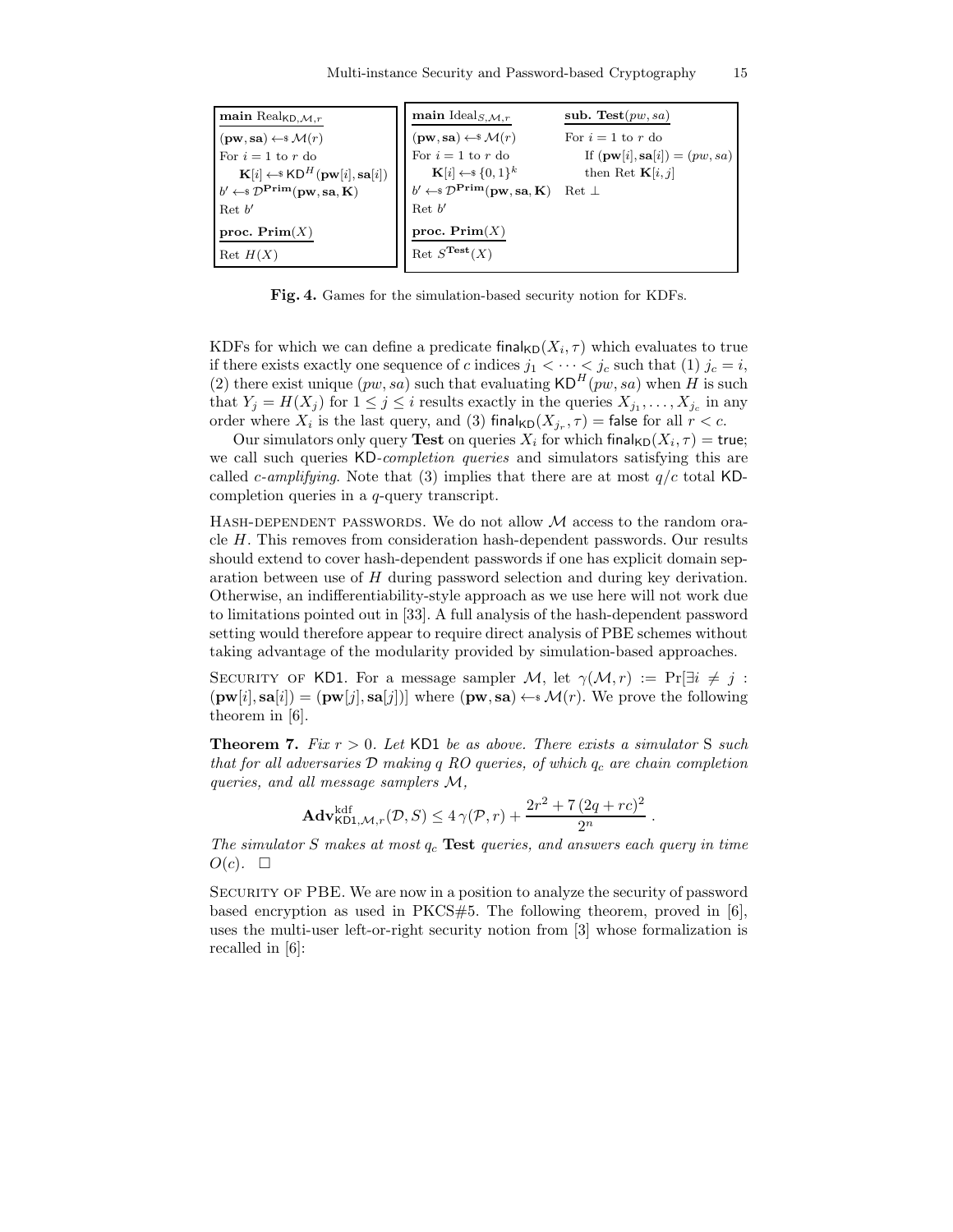| **main** $\text{Real}_{\mathsf{KD},\mathcal{M},r}$ | **main** $\text{Ideal}_{S,\mathcal{M},r}$ | **sub. Test**$(pw, sa)$ |
|---|---|---|
| $(\mathbf{pw}, \mathbf{sa}) \leftarrow\$ \mathcal{M}(r)$ | $(\mathbf{pw}, \mathbf{sa}) \leftarrow\$ \mathcal{M}(r)$ | For $i = 1$ to $r$ do |
| For $i = 1$ to $r$ do | For $i = 1$ to $r$ do | If $(\mathbf{pw}[i], \mathbf{sa}[i]) = (pw, sa)$ |
| $\mathbf{K}[i] \leftarrow\$ \mathsf{KD}^H(\mathbf{pw}[i], \mathbf{sa}[i])$ | $\mathbf{K}[i] \leftarrow\$ \{0,1\}^k$ | then Ret $\mathbf{K}[i, j]$ |
| $b' \leftarrow\$ \mathcal{D}^{\mathbf{Prim}}(\mathbf{pw}, \mathbf{sa}, \mathbf{K})$ | $b' \leftarrow\$ \mathcal{D}^{\mathbf{Prim}}(\mathbf{pw}, \mathbf{sa}, \mathbf{K})$ | Ret $\bot$ |
| Ret $b'$ | Ret $b'$ | |
| **proc. Prim**$(X)$ | **proc. Prim**$(X)$ | |
| Ret $H(X)$ | Ret $S^{\mathbf{Test}}(X)$ | |

**Fig. 4.** Games for the simulation-based security notion for KDFs.

KDFs for which we can define a predicate $\mathsf{final}_{\mathsf{KD}}(X_i, \tau)$ which evaluates to true if there exists exactly one sequence of $c$ indices $j_1 < \cdots < j_c$ such that (1) $j_c = i$, (2) there exist unique $(pw, sa)$ such that evaluating $\mathsf{KD}^H(pw, sa)$ when $H$ is such that $Y_j = H(X_j)$ for $1 \le j \le i$ results exactly in the queries $X_{j_1}, \ldots, X_{j_c}$ in any order where $X_i$ is the last query, and (3) $\mathsf{final}_{\mathsf{KD}}(X_{j_r}, \tau) = \mathsf{false}$ for all $r < c$.

Our simulators only query **Test** on queries $X_i$ for which $\mathsf{final}_{\mathsf{KD}}(X_i, \tau) = \mathsf{true}$; we call such queries $\mathsf{KD}$-*completion queries* and simulators satisfying this are called $c$-*amplifying*. Note that (3) implies that there are at most $q/c$ total $\mathsf{KD}$-completion queries in a $q$-query transcript.

Hash-dependent passwords. We do not allow $\mathcal{M}$ access to the random oracle $H$. This removes from consideration hash-dependent passwords. Our results should extend to cover hash-dependent passwords if one has explicit domain separation between use of $H$ during password selection and during key derivation. Otherwise, an indifferentiability-style approach as we use here will not work due to limitations pointed out in [33]. A full analysis of the hash-dependent password setting would therefore appear to require direct analysis of PBE schemes without taking advantage of the modularity provided by simulation-based approaches.

Security of $\mathsf{KD1}$. For a message sampler $\mathcal{M}$, let $\gamma(\mathcal{M}, r) := \Pr[\exists i \neq j : (\mathbf{pw}[i], \mathbf{sa}[i]) = (\mathbf{pw}[j], \mathbf{sa}[j])]$ where $(\mathbf{pw}, \mathbf{sa}) \leftarrow\$ \mathcal{M}(r)$. We prove the following theorem in [6].

**Theorem 7.** *Fix $r > 0$. Let $\mathsf{KD1}$ be as above. There exists a simulator S such that for all adversaries $\mathcal{D}$ making $q$ RO queries, of which $q_c$ are chain completion queries, and all message samplers $\mathcal{M}$,*

$$\mathbf{Adv}^{\mathrm{kdf}}_{\mathsf{KD1},\mathcal{M},r}(\mathcal{D}, S) \le 4\,\gamma(\mathcal{P}, r) + \frac{2r^2 + 7\,(2q + rc)^2}{2^n}\,.$$

*The simulator $S$ makes at most $q_c$ **Test** queries, and answers each query in time $O(c)$.* $\square$

Security of PBE. We are now in a position to analyze the security of password based encryption as used in PKCS#5. The following theorem, proved in [6], uses the multi-user left-or-right security notion from [3] whose formalization is recalled in [6]: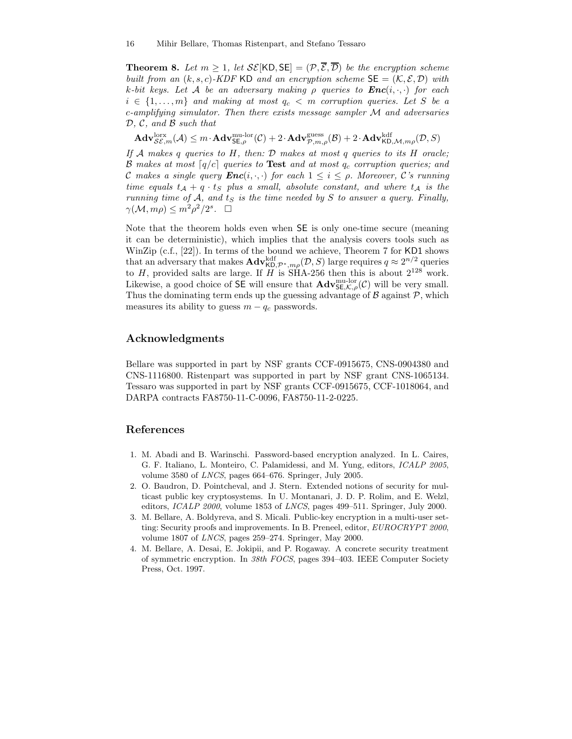**Theorem 8.** *Let $m \geq 1$, let $\mathcal{SE}[\mathsf{KD}, \mathsf{SE}] = (\mathcal{P}, \overline{\mathcal{E}}, \overline{\mathcal{D}})$ be the encryption scheme built from an $(k, s, c)$-KDF $\mathsf{KD}$ and an encryption scheme $\mathsf{SE} = (\mathcal{K}, \mathcal{E}, \mathcal{D})$ with $k$-bit keys. Let $\mathcal{A}$ be an adversary making $\rho$ queries to $\boldsymbol{Enc}(i, \cdot, \cdot)$ for each $i \in \{1, \ldots, m\}$ and making at most $q_c < m$ corruption queries. Let $S$ be a $c$-amplifying simulator. Then there exists message sampler $\mathcal{M}$ and adversaries $\mathcal{D}$, $\mathcal{C}$, and $\mathcal{B}$ such that*

$$\mathbf{Adv}^{\mathrm{lorx}}_{\mathcal{SE},m}(\mathcal{A}) \leq m \cdot \mathbf{Adv}^{\mathrm{mu\text{-}lor}}_{\mathsf{SE},\rho}(\mathcal{C}) + 2 \cdot \mathbf{Adv}^{\mathrm{guess}}_{\mathcal{P},m,\rho}(\mathcal{B}) + 2 \cdot \mathbf{Adv}^{\mathrm{kdf}}_{\mathsf{KD},\mathcal{M},m\rho}(\mathcal{D}, S)$$

*If $\mathcal{A}$ makes $q$ queries to $H$, then: $\mathcal{D}$ makes at most $q$ queries to its $H$ oracle; $\mathcal{B}$ makes at most $\lceil q/c \rceil$ queries to* **Test** *and at most $q_c$ corruption queries; and $\mathcal{C}$ makes a single query $\boldsymbol{Enc}(i, \cdot, \cdot)$ for each $1 \leq i \leq \rho$. Moreover, $\mathcal{C}$'s running time equals $t_{\mathcal{A}} + q \cdot t_S$ plus a small, absolute constant, and where $t_{\mathcal{A}}$ is the running time of $\mathcal{A}$, and $t_S$ is the time needed by $S$ to answer a query. Finally, $\gamma(\mathcal{M}, m\rho) \leq m^2\rho^2/2^s$.* $\square$

Note that the theorem holds even when $\mathsf{SE}$ is only one-time secure (meaning it can be deterministic), which implies that the analysis covers tools such as WinZip (c.f., [22]). In terms of the bound we achieve, Theorem 7 for $\mathsf{KD1}$ shows that an adversary that makes $\mathbf{Adv}^{\mathrm{kdf}}_{\mathsf{KD},\mathcal{P}^*,m\rho}(\mathcal{D}, S)$ large requires $q \approx 2^{n/2}$ queries to $H$, provided salts are large. If $H$ is SHA-256 then this is about $2^{128}$ work. Likewise, a good choice of $\mathsf{SE}$ will ensure that $\mathbf{Adv}^{\mathrm{mu\text{-}lor}}_{\mathsf{SE},\mathcal{K},\rho}(\mathcal{C})$ will be very small. Thus the dominating term ends up the guessing advantage of $\mathcal{B}$ against $\mathcal{P}$, which measures its ability to guess $m - q_c$ passwords.

## Acknowledgments

Bellare was supported in part by NSF grants CCF-0915675, CNS-0904380 and CNS-1116800. Ristenpart was supported in part by NSF grant CNS-1065134. Tessaro was supported in part by NSF grants CCF-0915675, CCF-1018064, and DARPA contracts FA8750-11-C-0096, FA8750-11-2-0225.

## References

1. M. Abadi and B. Warinschi. Password-based encryption analyzed. In L. Caires, G. F. Italiano, L. Monteiro, C. Palamidessi, and M. Yung, editors, *ICALP 2005*, volume 3580 of *LNCS*, pages 664–676. Springer, July 2005.
2. O. Baudron, D. Pointcheval, and J. Stern. Extended notions of security for multicast public key cryptosystems. In U. Montanari, J. D. P. Rolim, and E. Welzl, editors, *ICALP 2000*, volume 1853 of *LNCS*, pages 499–511. Springer, July 2000.
3. M. Bellare, A. Boldyreva, and S. Micali. Public-key encryption in a multi-user setting: Security proofs and improvements. In B. Preneel, editor, *EUROCRYPT 2000*, volume 1807 of *LNCS*, pages 259–274. Springer, May 2000.
4. M. Bellare, A. Desai, E. Jokipii, and P. Rogaway. A concrete security treatment of symmetric encryption. In *38th FOCS*, pages 394–403. IEEE Computer Society Press, Oct. 1997.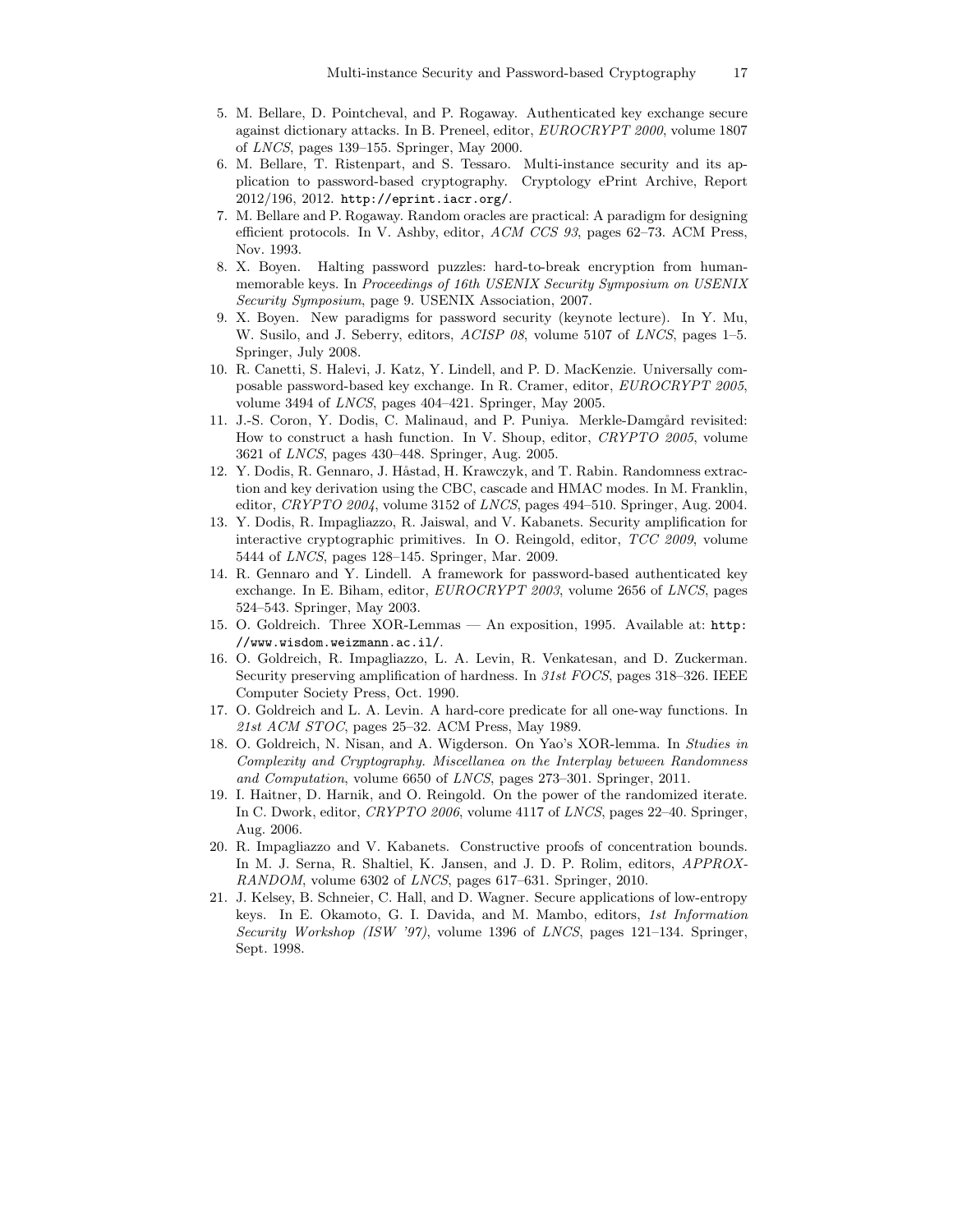5. M. Bellare, D. Pointcheval, and P. Rogaway. Authenticated key exchange secure against dictionary attacks. In B. Preneel, editor, *EUROCRYPT 2000*, volume 1807 of *LNCS*, pages 139–155. Springer, May 2000.
6. M. Bellare, T. Ristenpart, and S. Tessaro. Multi-instance security and its application to password-based cryptography. Cryptology ePrint Archive, Report 2012/196, 2012. `http://eprint.iacr.org/`.
7. M. Bellare and P. Rogaway. Random oracles are practical: A paradigm for designing efficient protocols. In V. Ashby, editor, *ACM CCS 93*, pages 62–73. ACM Press, Nov. 1993.
8. X. Boyen. Halting password puzzles: hard-to-break encryption from human-memorable keys. In *Proceedings of 16th USENIX Security Symposium on USENIX Security Symposium*, page 9. USENIX Association, 2007.
9. X. Boyen. New paradigms for password security (keynote lecture). In Y. Mu, W. Susilo, and J. Seberry, editors, *ACISP 08*, volume 5107 of *LNCS*, pages 1–5. Springer, July 2008.
10. R. Canetti, S. Halevi, J. Katz, Y. Lindell, and P. D. MacKenzie. Universally composable password-based key exchange. In R. Cramer, editor, *EUROCRYPT 2005*, volume 3494 of *LNCS*, pages 404–421. Springer, May 2005.
11. J.-S. Coron, Y. Dodis, C. Malinaud, and P. Puniya. Merkle-Damgård revisited: How to construct a hash function. In V. Shoup, editor, *CRYPTO 2005*, volume 3621 of *LNCS*, pages 430–448. Springer, Aug. 2005.
12. Y. Dodis, R. Gennaro, J. Håstad, H. Krawczyk, and T. Rabin. Randomness extraction and key derivation using the CBC, cascade and HMAC modes. In M. Franklin, editor, *CRYPTO 2004*, volume 3152 of *LNCS*, pages 494–510. Springer, Aug. 2004.
13. Y. Dodis, R. Impagliazzo, R. Jaiswal, and V. Kabanets. Security amplification for interactive cryptographic primitives. In O. Reingold, editor, *TCC 2009*, volume 5444 of *LNCS*, pages 128–145. Springer, Mar. 2009.
14. R. Gennaro and Y. Lindell. A framework for password-based authenticated key exchange. In E. Biham, editor, *EUROCRYPT 2003*, volume 2656 of *LNCS*, pages 524–543. Springer, May 2003.
15. O. Goldreich. Three XOR-Lemmas — An exposition, 1995. Available at: `http://www.wisdom.weizmann.ac.il/`.
16. O. Goldreich, R. Impagliazzo, L. A. Levin, R. Venkatesan, and D. Zuckerman. Security preserving amplification of hardness. In *31st FOCS*, pages 318–326. IEEE Computer Society Press, Oct. 1990.
17. O. Goldreich and L. A. Levin. A hard-core predicate for all one-way functions. In *21st ACM STOC*, pages 25–32. ACM Press, May 1989.
18. O. Goldreich, N. Nisan, and A. Wigderson. On Yao's XOR-lemma. In *Studies in Complexity and Cryptography. Miscellanea on the Interplay between Randomness and Computation*, volume 6650 of *LNCS*, pages 273–301. Springer, 2011.
19. I. Haitner, D. Harnik, and O. Reingold. On the power of the randomized iterate. In C. Dwork, editor, *CRYPTO 2006*, volume 4117 of *LNCS*, pages 22–40. Springer, Aug. 2006.
20. R. Impagliazzo and V. Kabanets. Constructive proofs of concentration bounds. In M. J. Serna, R. Shaltiel, K. Jansen, and J. D. P. Rolim, editors, *APPROX-RANDOM*, volume 6302 of *LNCS*, pages 617–631. Springer, 2010.
21. J. Kelsey, B. Schneier, C. Hall, and D. Wagner. Secure applications of low-entropy keys. In E. Okamoto, G. I. Davida, and M. Mambo, editors, *1st Information Security Workshop (ISW '97)*, volume 1396 of *LNCS*, pages 121–134. Springer, Sept. 1998.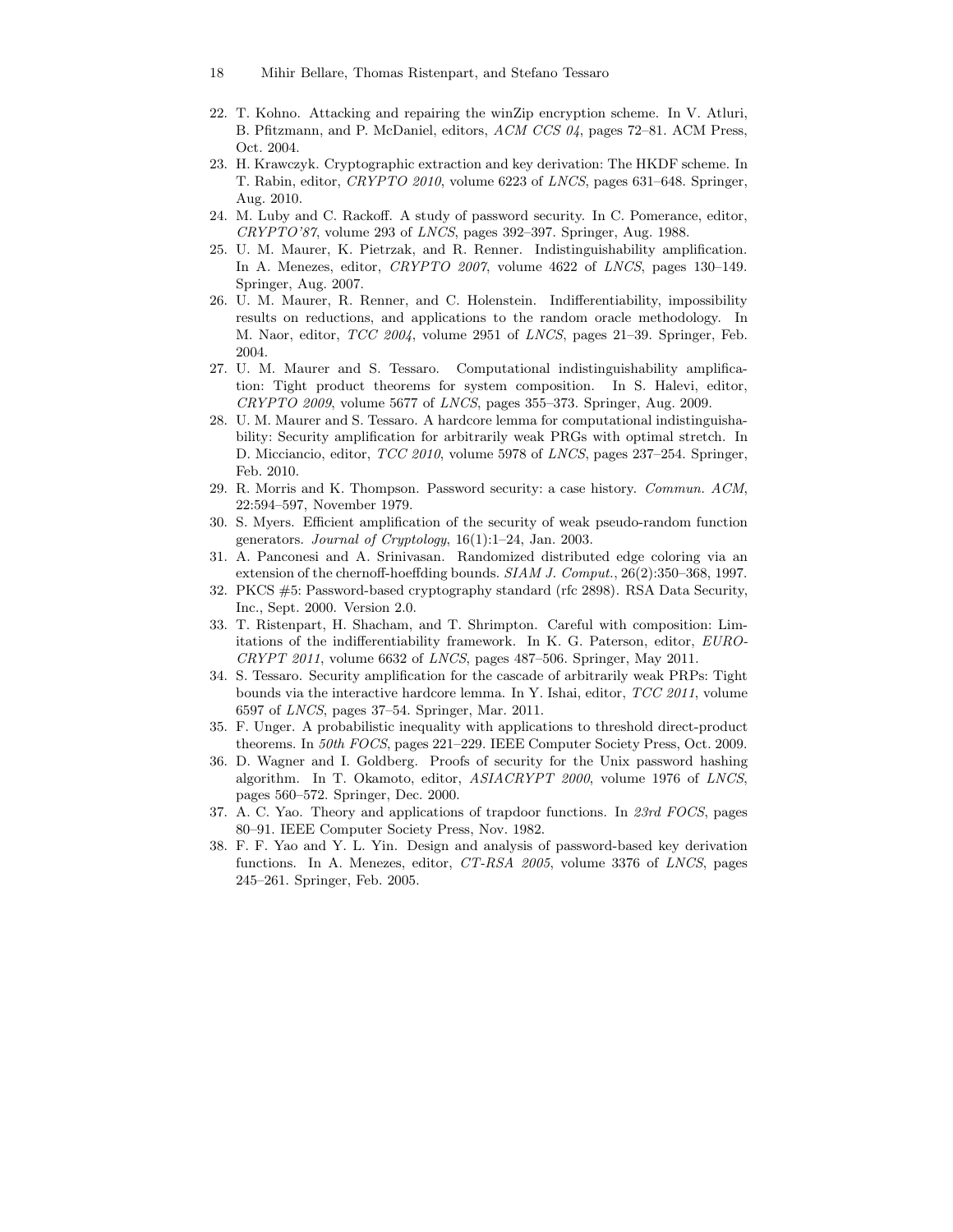22. T. Kohno. Attacking and repairing the winZip encryption scheme. In V. Atluri, B. Pfitzmann, and P. McDaniel, editors, *ACM CCS 04*, pages 72–81. ACM Press, Oct. 2004.
23. H. Krawczyk. Cryptographic extraction and key derivation: The HKDF scheme. In T. Rabin, editor, *CRYPTO 2010*, volume 6223 of *LNCS*, pages 631–648. Springer, Aug. 2010.
24. M. Luby and C. Rackoff. A study of password security. In C. Pomerance, editor, *CRYPTO'87*, volume 293 of *LNCS*, pages 392–397. Springer, Aug. 1988.
25. U. M. Maurer, K. Pietrzak, and R. Renner. Indistinguishability amplification. In A. Menezes, editor, *CRYPTO 2007*, volume 4622 of *LNCS*, pages 130–149. Springer, Aug. 2007.
26. U. M. Maurer, R. Renner, and C. Holenstein. Indifferentiability, impossibility results on reductions, and applications to the random oracle methodology. In M. Naor, editor, *TCC 2004*, volume 2951 of *LNCS*, pages 21–39. Springer, Feb. 2004.
27. U. M. Maurer and S. Tessaro. Computational indistinguishability amplification: Tight product theorems for system composition. In S. Halevi, editor, *CRYPTO 2009*, volume 5677 of *LNCS*, pages 355–373. Springer, Aug. 2009.
28. U. M. Maurer and S. Tessaro. A hardcore lemma for computational indistinguishability: Security amplification for arbitrarily weak PRGs with optimal stretch. In D. Micciancio, editor, *TCC 2010*, volume 5978 of *LNCS*, pages 237–254. Springer, Feb. 2010.
29. R. Morris and K. Thompson. Password security: a case history. *Commun. ACM*, 22:594–597, November 1979.
30. S. Myers. Efficient amplification of the security of weak pseudo-random function generators. *Journal of Cryptology*, 16(1):1–24, Jan. 2003.
31. A. Panconesi and A. Srinivasan. Randomized distributed edge coloring via an extension of the chernoff-hoeffding bounds. *SIAM J. Comput.*, 26(2):350–368, 1997.
32. PKCS #5: Password-based cryptography standard (rfc 2898). RSA Data Security, Inc., Sept. 2000. Version 2.0.
33. T. Ristenpart, H. Shacham, and T. Shrimpton. Careful with composition: Limitations of the indifferentiability framework. In K. G. Paterson, editor, *EUROCRYPT 2011*, volume 6632 of *LNCS*, pages 487–506. Springer, May 2011.
34. S. Tessaro. Security amplification for the cascade of arbitrarily weak PRPs: Tight bounds via the interactive hardcore lemma. In Y. Ishai, editor, *TCC 2011*, volume 6597 of *LNCS*, pages 37–54. Springer, Mar. 2011.
35. F. Unger. A probabilistic inequality with applications to threshold direct-product theorems. In *50th FOCS*, pages 221–229. IEEE Computer Society Press, Oct. 2009.
36. D. Wagner and I. Goldberg. Proofs of security for the Unix password hashing algorithm. In T. Okamoto, editor, *ASIACRYPT 2000*, volume 1976 of *LNCS*, pages 560–572. Springer, Dec. 2000.
37. A. C. Yao. Theory and applications of trapdoor functions. In *23rd FOCS*, pages 80–91. IEEE Computer Society Press, Nov. 1982.
38. F. F. Yao and Y. L. Yin. Design and analysis of password-based key derivation functions. In A. Menezes, editor, *CT-RSA 2005*, volume 3376 of *LNCS*, pages 245–261. Springer, Feb. 2005.